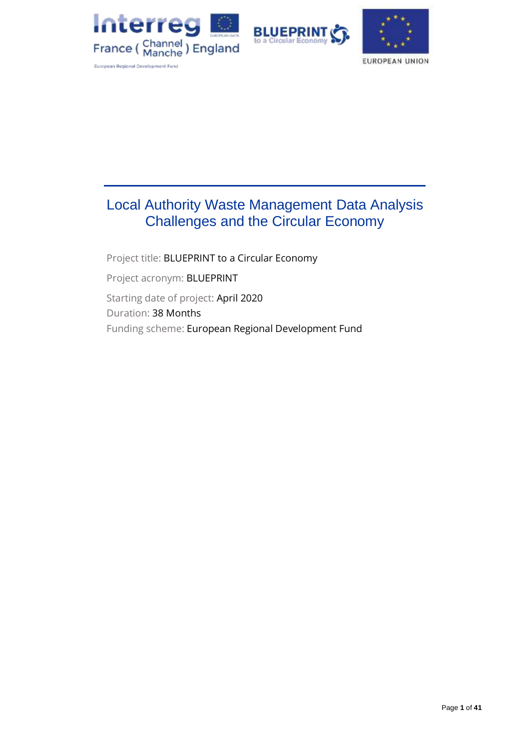# Local Authority Waste Management Data Analysis Challenges and the Circular Economy

Project title: BLUEPRINT to a Circular Economy

Project acronym: BLUEPRINT

Starting date of project: April 2020

Duration: 38 Months

Funding scheme: European Regional Development Fund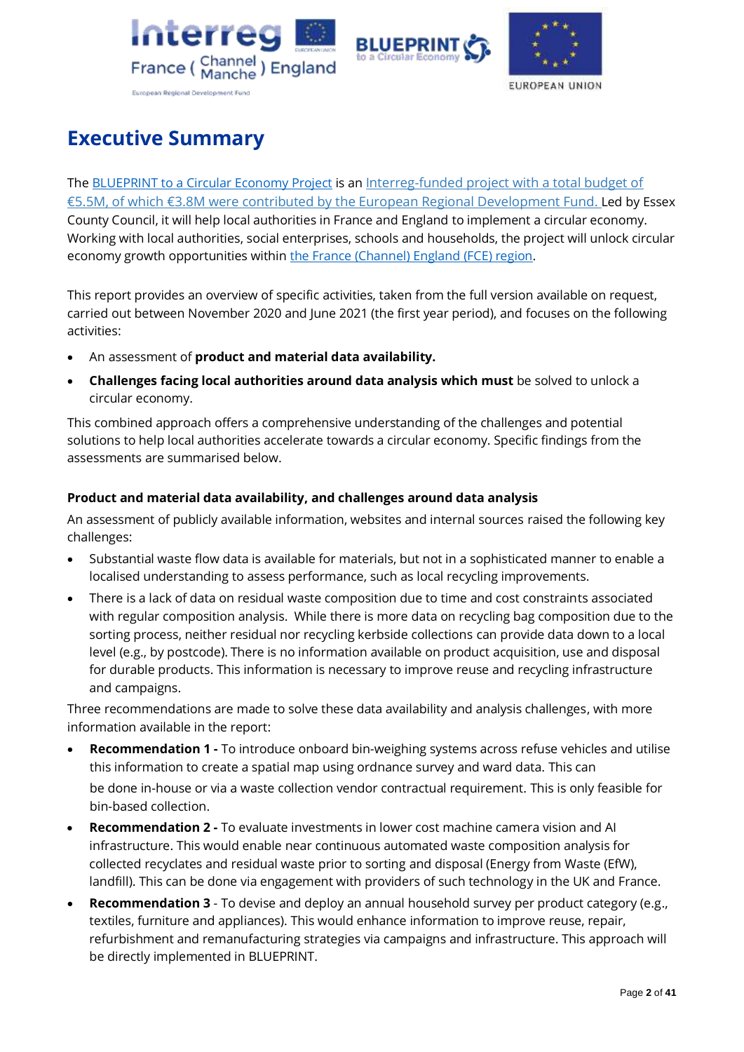# Executive Summary

The BLUEPRINT to a Circular Economy Project is an Interreg-funded project with a total budget of €5.5M, of which €3.8M were contributed by the European Regional Development Fund. Led by Essex County Council, it will help local authorities in France and England to implement a circular economy. Working with local authorities, social enterprises, schools and households, the project will unlock circular economy growth opportunities within the France (Channel) England (FCE) region.

This report provides an overview of specific activities, taken from the full version available on request, carried out between November 2020 and June 2021 (the first year period), and focuses on the following activities:

- An assessment of **product and material data availability.**
- **Challenges facing local authorities around data analysis which must** be solved to unlock a circular economy.

This combined approach offers a comprehensive understanding of the challenges and potential solutions to help local authorities accelerate towards a circular economy. Specific findings from the assessments are summarised below.

### Product and material data availability, and challenges around data analysis

An assessment of publicly available information, websites and internal sources raised the following key challenges:

- Substantial waste flow data is available for materials, but not in a sophisticated manner to enable a localised understanding to assess performance, such as local recycling improvements.
- There is a lack of data on residual waste composition due to time and cost constraints associated with regular composition analysis. While there is more data on recycling bag composition due to the sorting process, neither residual nor recycling kerbside collections can provide data down to a local level (e.g., by postcode). There is no information available on product acquisition, use and disposal for durable products. This information is necessary to improve reuse and recycling infrastructure and campaigns.

Three recommendations are made to solve these data availability and analysis challenges, with more information available in the report:

- **Recommendation 1 -** To introduce onboard bin-weighing systems across refuse vehicles and utilise this information to create a spatial map using ordnance survey and ward data. This can be done in-house or via a waste collection vendor contractual requirement. This is only feasible for bin-based collection.
- **Recommendation 2 -** To evaluate investments in lower cost machine camera vision and AI infrastructure. This would enable near continuous automated waste composition analysis for collected recyclates and residual waste prior to sorting and disposal (Energy from Waste (EfW), landfill). This can be done via engagement with providers of such technology in the UK and France.
- **Recommendation 3** - To devise and deploy an annual household survey per product category (e.g., textiles, furniture and appliances). This would enhance information to improve reuse, repair, refurbishment and remanufacturing strategies via campaigns and infrastructure. This approach will be directly implemented in BLUEPRINT.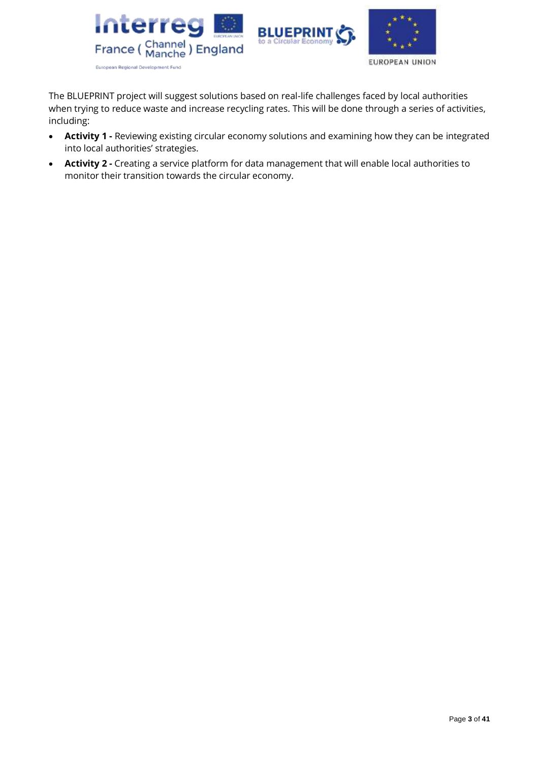The BLUEPRINT project will suggest solutions based on real-life challenges faced by local authorities when trying to reduce waste and increase recycling rates. This will be done through a series of activities, including:

- **Activity 1 -** Reviewing existing circular economy solutions and examining how they can be integrated into local authorities' strategies.
- **Activity 2 -** Creating a service platform for data management that will enable local authorities to monitor their transition towards the circular economy.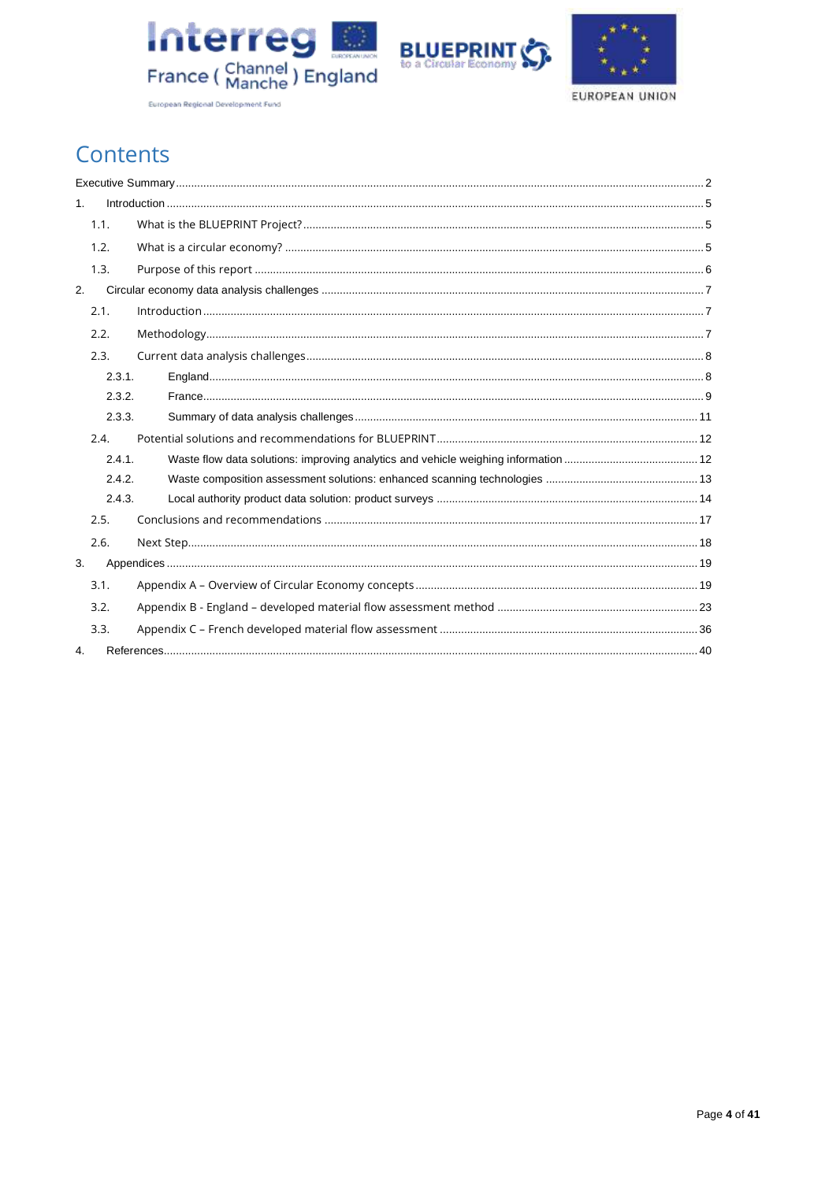# Contents

Executive Summary ............................................................ 2

1. Introduction ............................................................ 5
   - 1.1. What is the BLUEPRINT Project? ............................................................ 5
   - 1.2. What is a circular economy? ............................................................ 5
   - 1.3. Purpose of this report ............................................................ 6
2. Circular economy data analysis challenges ............................................................ 7
   - 2.1. Introduction ............................................................ 7
   - 2.2. Methodology ............................................................ 7
   - 2.3. Current data analysis challenges ............................................................ 8
     - 2.3.1. England ............................................................ 8
     - 2.3.2. France ............................................................ 9
     - 2.3.3. Summary of data analysis challenges ............................................................ 11
   - 2.4. Potential solutions and recommendations for BLUEPRINT ............................................................ 12
     - 2.4.1. Waste flow data solutions: improving analytics and vehicle weighing information ............................................................ 12
     - 2.4.2. Waste composition assessment solutions: enhanced scanning technologies ............................................................ 13
     - 2.4.3. Local authority product data solution: product surveys ............................................................ 14
   - 2.5. Conclusions and recommendations ............................................................ 17
   - 2.6. Next Step ............................................................ 18
3. Appendices ............................................................ 19
   - 3.1. Appendix A – Overview of Circular Economy concepts ............................................................ 19
   - 3.2. Appendix B - England – developed material flow assessment method ............................................................ 23
   - 3.3. Appendix C – French developed material flow assessment ............................................................ 36
4. References ............................................................ 40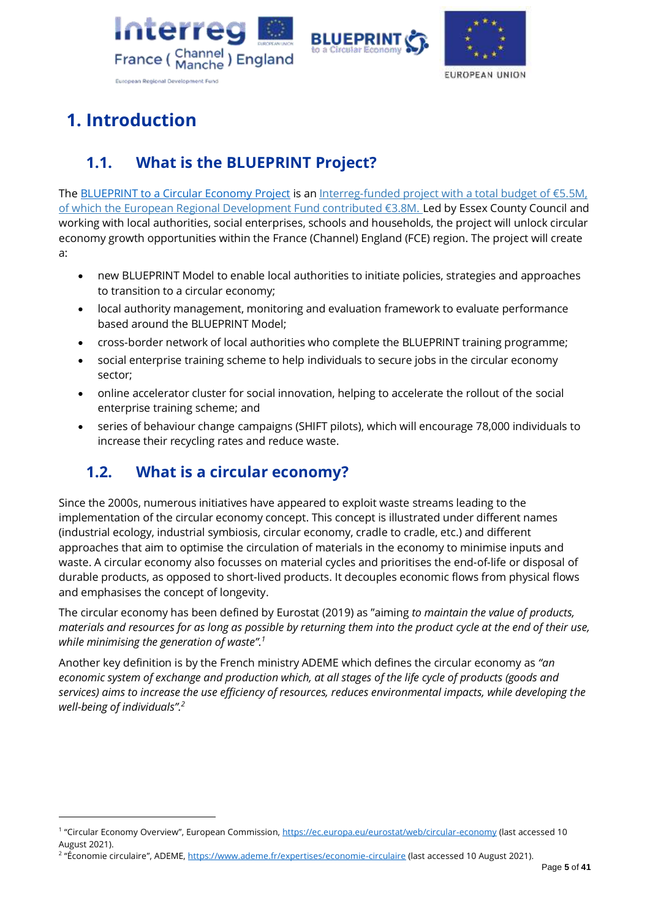# 1. Introduction

## 1.1. What is the BLUEPRINT Project?

The BLUEPRINT to a Circular Economy Project is an Interreg-funded project with a total budget of €5.5M, of which the European Regional Development Fund contributed €3.8M. Led by Essex County Council and working with local authorities, social enterprises, schools and households, the project will unlock circular economy growth opportunities within the France (Channel) England (FCE) region. The project will create a:

- new BLUEPRINT Model to enable local authorities to initiate policies, strategies and approaches to transition to a circular economy;
- local authority management, monitoring and evaluation framework to evaluate performance based around the BLUEPRINT Model;
- cross-border network of local authorities who complete the BLUEPRINT training programme;
- social enterprise training scheme to help individuals to secure jobs in the circular economy sector;
- online accelerator cluster for social innovation, helping to accelerate the rollout of the social enterprise training scheme; and
- series of behaviour change campaigns (SHIFT pilots), which will encourage 78,000 individuals to increase their recycling rates and reduce waste.

## 1.2. What is a circular economy?

Since the 2000s, numerous initiatives have appeared to exploit waste streams leading to the implementation of the circular economy concept. This concept is illustrated under different names (industrial ecology, industrial symbiosis, circular economy, cradle to cradle, etc.) and different approaches that aim to optimise the circulation of materials in the economy to minimise inputs and waste. A circular economy also focusses on material cycles and prioritises the end-of-life or disposal of durable products, as opposed to short-lived products. It decouples economic flows from physical flows and emphasises the concept of longevity.

The circular economy has been defined by Eurostat (2019) as "aiming *to maintain the value of products, materials and resources for as long as possible by returning them into the product cycle at the end of their use, while minimising the generation of waste".*[1]

Another key definition is by the French ministry ADEME which defines the circular economy as *"an economic system of exchange and production which, at all stages of the life cycle of products (goods and services) aims to increase the use efficiency of resources, reduces environmental impacts, while developing the well-being of individuals".*[2]

---

[1] "Circular Economy Overview", European Commission, https://ec.europa.eu/eurostat/web/circular-economy (last accessed 10 August 2021).

[2] "Économie circulaire", ADEME, https://www.ademe.fr/expertises/economie-circulaire (last accessed 10 August 2021).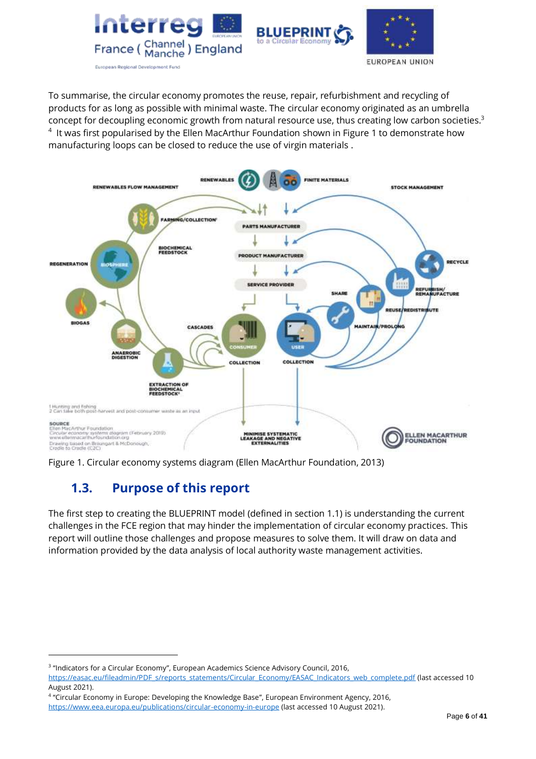To summarise, the circular economy promotes the reuse, repair, refurbishment and recycling of products for as long as possible with minimal waste. The circular economy originated as an umbrella concept for decoupling economic growth from natural resource use, thus creating low carbon societies.[3] [4] It was first popularised by the Ellen MacArthur Foundation shown in Figure 1 to demonstrate how manufacturing loops can be closed to reduce the use of virgin materials .

Figure 1. Circular economy systems diagram (Ellen MacArthur Foundation, 2013)

## 1.3. Purpose of this report

The first step to creating the BLUEPRINT model (defined in section 1.1) is understanding the current challenges in the FCE region that may hinder the implementation of circular economy practices. This report will outline those challenges and propose measures to solve them. It will draw on data and information provided by the data analysis of local authority waste management activities.

---

[3] "Indicators for a Circular Economy", European Academics Science Advisory Council, 2016, https://easac.eu/fileadmin/PDF_s/reports_statements/Circular_Economy/EASAC_Indicators_web_complete.pdf (last accessed 10 August 2021).

[4] "Circular Economy in Europe: Developing the Knowledge Base", European Environment Agency, 2016, https://www.eea.europa.eu/publications/circular-economy-in-europe (last accessed 10 August 2021).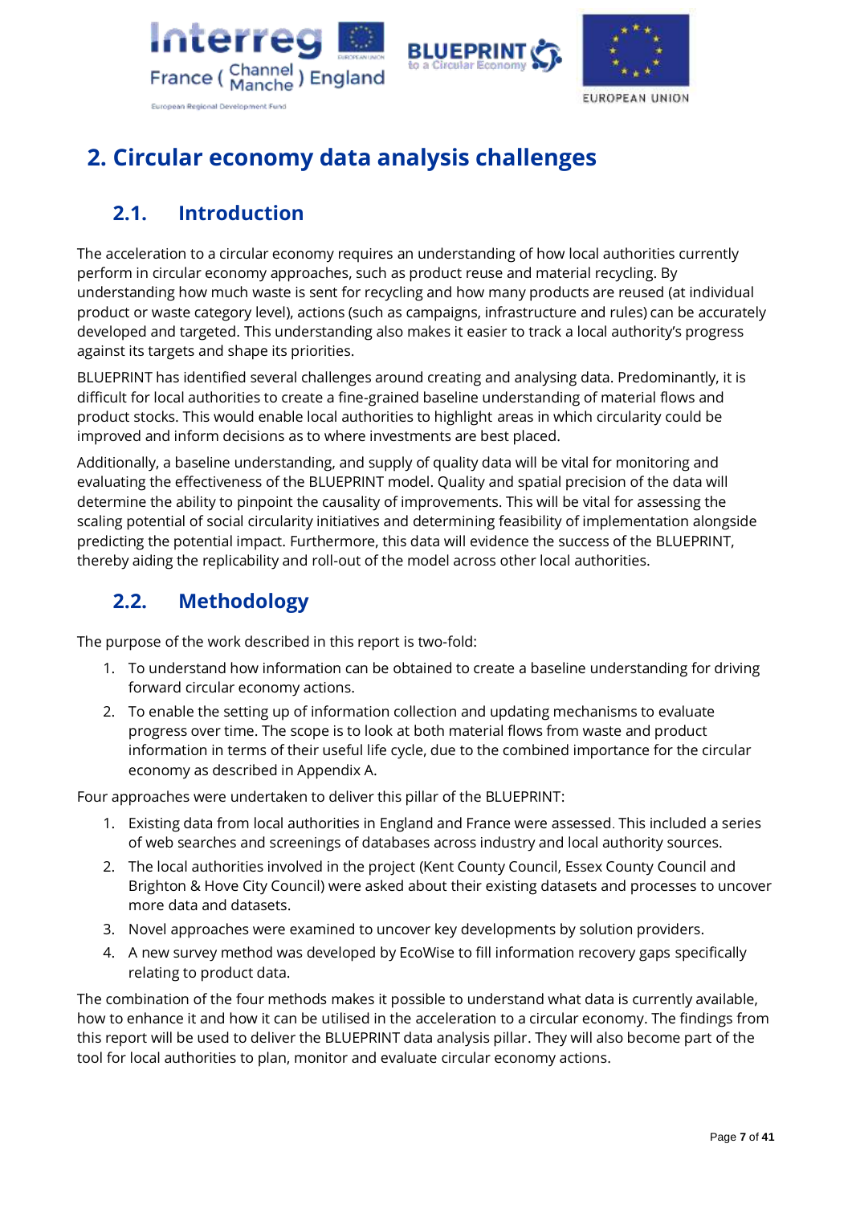# 2. Circular economy data analysis challenges

## 2.1. Introduction

The acceleration to a circular economy requires an understanding of how local authorities currently perform in circular economy approaches, such as product reuse and material recycling. By understanding how much waste is sent for recycling and how many products are reused (at individual product or waste category level), actions (such as campaigns, infrastructure and rules) can be accurately developed and targeted. This understanding also makes it easier to track a local authority's progress against its targets and shape its priorities.

BLUEPRINT has identified several challenges around creating and analysing data. Predominantly, it is difficult for local authorities to create a fine-grained baseline understanding of material flows and product stocks. This would enable local authorities to highlight areas in which circularity could be improved and inform decisions as to where investments are best placed.

Additionally, a baseline understanding, and supply of quality data will be vital for monitoring and evaluating the effectiveness of the BLUEPRINT model. Quality and spatial precision of the data will determine the ability to pinpoint the causality of improvements. This will be vital for assessing the scaling potential of social circularity initiatives and determining feasibility of implementation alongside predicting the potential impact. Furthermore, this data will evidence the success of the BLUEPRINT, thereby aiding the replicability and roll-out of the model across other local authorities.

## 2.2. Methodology

The purpose of the work described in this report is two-fold:

1. To understand how information can be obtained to create a baseline understanding for driving forward circular economy actions.
2. To enable the setting up of information collection and updating mechanisms to evaluate progress over time. The scope is to look at both material flows from waste and product information in terms of their useful life cycle, due to the combined importance for the circular economy as described in Appendix A.

Four approaches were undertaken to deliver this pillar of the BLUEPRINT:

1. Existing data from local authorities in England and France were assessed. This included a series of web searches and screenings of databases across industry and local authority sources.
2. The local authorities involved in the project (Kent County Council, Essex County Council and Brighton & Hove City Council) were asked about their existing datasets and processes to uncover more data and datasets.
3. Novel approaches were examined to uncover key developments by solution providers.
4. A new survey method was developed by EcoWise to fill information recovery gaps specifically relating to product data.

The combination of the four methods makes it possible to understand what data is currently available, how to enhance it and how it can be utilised in the acceleration to a circular economy. The findings from this report will be used to deliver the BLUEPRINT data analysis pillar. They will also become part of the tool for local authorities to plan, monitor and evaluate circular economy actions.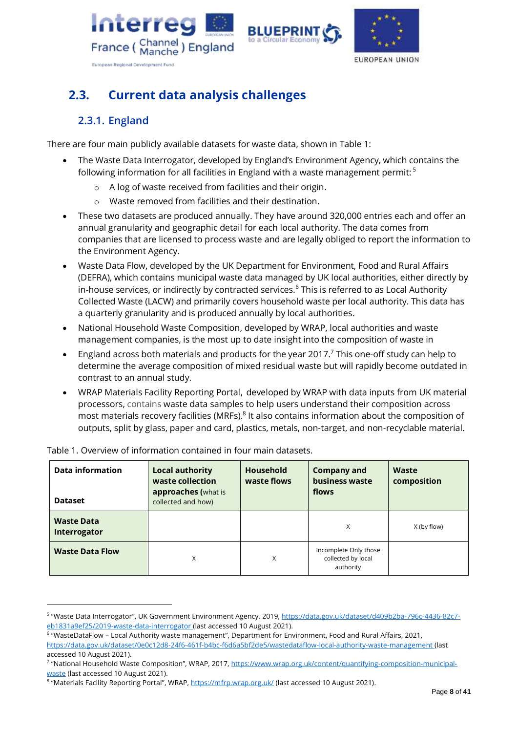## 2.3. Current data analysis challenges

### 2.3.1. England

There are four main publicly available datasets for waste data, shown in Table 1:

- The Waste Data Interrogator, developed by England's Environment Agency, which contains the following information for all facilities in England with a waste management permit:[5]
  - A log of waste received from facilities and their origin.
  - Waste removed from facilities and their destination.
- These two datasets are produced annually. They have around 320,000 entries each and offer an annual granularity and geographic detail for each local authority. The data comes from companies that are licensed to process waste and are legally obliged to report the information to the Environment Agency.
- Waste Data Flow, developed by the UK Department for Environment, Food and Rural Affairs (DEFRA), which contains municipal waste data managed by UK local authorities, either directly by in-house services, or indirectly by contracted services.[6] This is referred to as Local Authority Collected Waste (LACW) and primarily covers household waste per local authority. This data has a quarterly granularity and is produced annually by local authorities.
- National Household Waste Composition, developed by WRAP, local authorities and waste management companies, is the most up to date insight into the composition of waste in
- England across both materials and products for the year 2017.[7] This one-off study can help to determine the average composition of mixed residual waste but will rapidly become outdated in contrast to an annual study.
- WRAP Materials Facility Reporting Portal, developed by WRAP with data inputs from UK material processors, contains waste data samples to help users understand their composition across most materials recovery facilities (MRFs).[8] It also contains information about the composition of outputs, split by glass, paper and card, plastics, metals, non-target, and non-recyclable material.

Table 1. Overview of information contained in four main datasets.

| Data information / Dataset | Local authority waste collection approaches (what is collected and how) | Household waste flows | Company and business waste flows | Waste composition |
|---|---|---|---|---|
| **Waste Data Interrogator** | | | X | X (by flow) |
| **Waste Data Flow** | X | X | Incomplete Only those collected by local authority | |

[5] "Waste Data Interrogator", UK Government Environment Agency, 2019, https://data.gov.uk/dataset/d409b2ba-796c-4436-82c7-eb1831a9ef25/2019-waste-data-interrogator (last accessed 10 August 2021).

[6] "WasteDataFlow – Local Authority waste management", Department for Environment, Food and Rural Affairs, 2021, https://data.gov.uk/dataset/0e0c12d8-24f6-461f-b4bc-f6d6a5bf2de5/wastedataflow-local-authority-waste-management (last accessed 10 August 2021).

[7] "National Household Waste Composition", WRAP, 2017, https://www.wrap.org.uk/content/quantifying-composition-municipal-waste (last accessed 10 August 2021).

[8] "Materials Facility Reporting Portal", WRAP, https://mfrp.wrap.org.uk/ (last accessed 10 August 2021).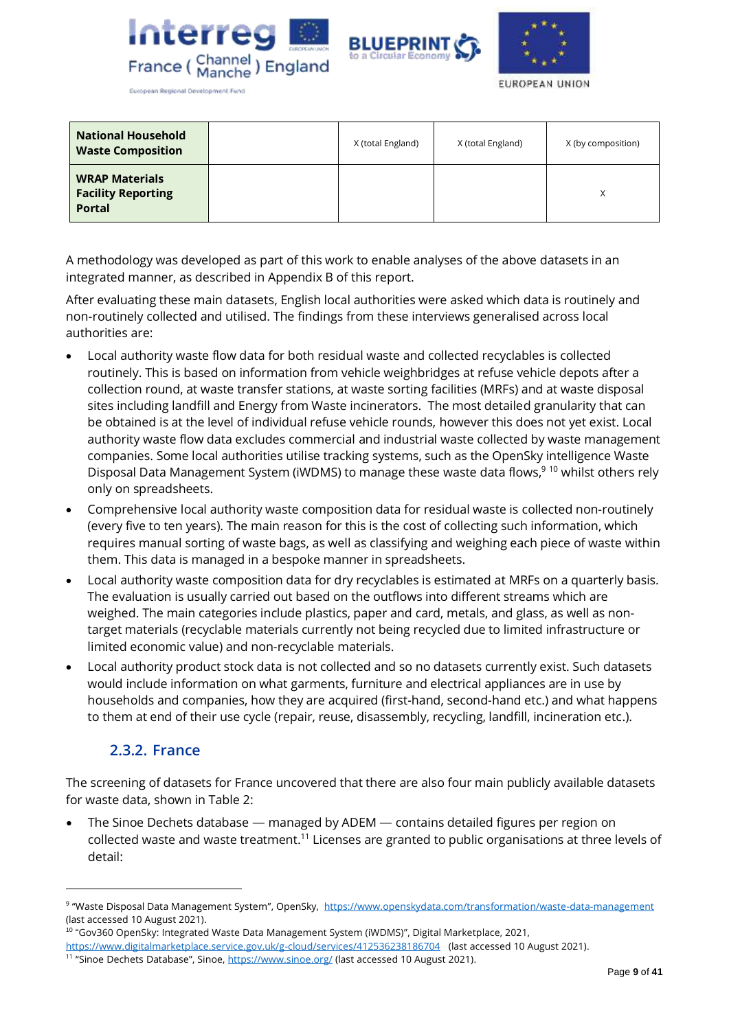| | | | | |
|---|---|---|---|---|
| **National Household Waste Composition** | | X (total England) | X (total England) | X (by composition) |
| **WRAP Materials Facility Reporting Portal** | | | | X |

A methodology was developed as part of this work to enable analyses of the above datasets in an integrated manner, as described in Appendix B of this report.

After evaluating these main datasets, English local authorities were asked which data is routinely and non-routinely collected and utilised. The findings from these interviews generalised across local authorities are:

- Local authority waste flow data for both residual waste and collected recyclables is collected routinely. This is based on information from vehicle weighbridges at refuse vehicle depots after a collection round, at waste transfer stations, at waste sorting facilities (MRFs) and at waste disposal sites including landfill and Energy from Waste incinerators. The most detailed granularity that can be obtained is at the level of individual refuse vehicle rounds, however this does not yet exist. Local authority waste flow data excludes commercial and industrial waste collected by waste management companies. Some local authorities utilise tracking systems, such as the OpenSky intelligence Waste Disposal Data Management System (iWDMS) to manage these waste data flows,[9] [10] whilst others rely only on spreadsheets.
- Comprehensive local authority waste composition data for residual waste is collected non-routinely (every five to ten years). The main reason for this is the cost of collecting such information, which requires manual sorting of waste bags, as well as classifying and weighing each piece of waste within them. This data is managed in a bespoke manner in spreadsheets.
- Local authority waste composition data for dry recyclables is estimated at MRFs on a quarterly basis. The evaluation is usually carried out based on the outflows into different streams which are weighed. The main categories include plastics, paper and card, metals, and glass, as well as non-target materials (recyclable materials currently not being recycled due to limited infrastructure or limited economic value) and non-recyclable materials.
- Local authority product stock data is not collected and so no datasets currently exist. Such datasets would include information on what garments, furniture and electrical appliances are in use by households and companies, how they are acquired (first-hand, second-hand etc.) and what happens to them at end of their use cycle (repair, reuse, disassembly, recycling, landfill, incineration etc.).

### 2.3.2. France

The screening of datasets for France uncovered that there are also four main publicly available datasets for waste data, shown in Table 2:

- The Sinoe Dechets database — managed by ADEM — contains detailed figures per region on collected waste and waste treatment.[11] Licenses are granted to public organisations at three levels of detail:

---

[9] "Waste Disposal Data Management System", OpenSky, https://www.openskydata.com/transformation/waste-data-management (last accessed 10 August 2021).

[10] "Gov360 OpenSky: Integrated Waste Data Management System (iWDMS)", Digital Marketplace, 2021, https://www.digitalmarketplace.service.gov.uk/g-cloud/services/412536238186704 (last accessed 10 August 2021).

[11] "Sinoe Dechets Database", Sinoe, https://www.sinoe.org/ (last accessed 10 August 2021).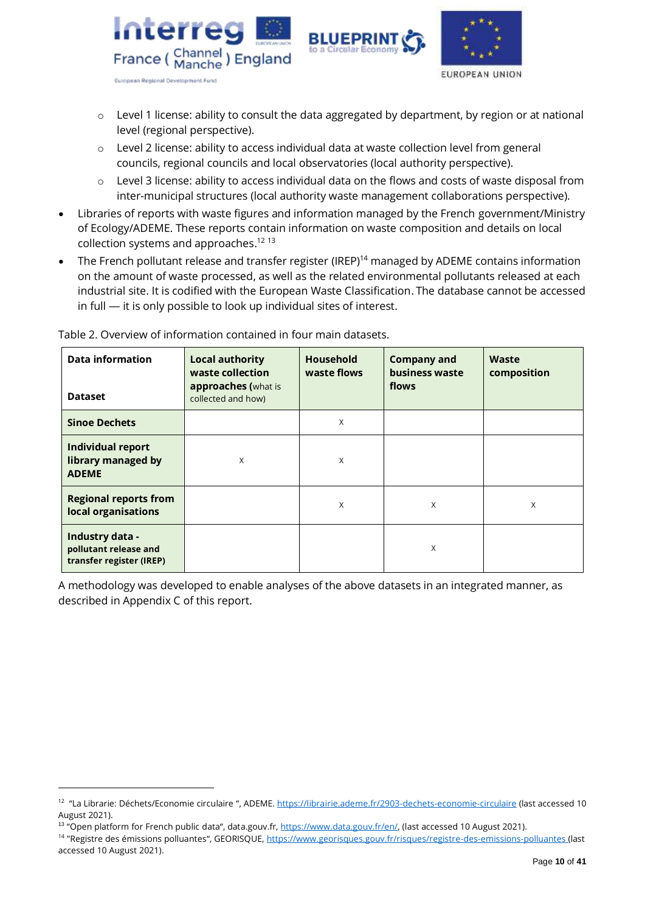- Level 1 license: ability to consult the data aggregated by department, by region or at national level (regional perspective).
  - Level 2 license: ability to access individual data at waste collection level from general councils, regional councils and local observatories (local authority perspective).
  - Level 3 license: ability to access individual data on the flows and costs of waste disposal from inter-municipal structures (local authority waste management collaborations perspective).
- Libraries of reports with waste figures and information managed by the French government/Ministry of Ecology/ADEME. These reports contain information on waste composition and details on local collection systems and approaches.[12] [13]
- The French pollutant release and transfer register (IREP)[14] managed by ADEME contains information on the amount of waste processed, as well as the related environmental pollutants released at each industrial site. It is codified with the European Waste Classification. The database cannot be accessed in full — it is only possible to look up individual sites of interest.

Table 2. Overview of information contained in four main datasets.

| **Data information**<br><br>**Dataset** | **Local authority waste collection approaches (**what is collected and how) | **Household waste flows** | **Company and business waste flows** | **Waste composition** |
|---|---|---|---|---|
| **Sinoe Dechets** | | x | | |
| **Individual report library managed by ADEME** | x | x | | |
| **Regional reports from local organisations** | | x | x | x |
| **Industry data - pollutant release and transfer register (IREP)** | | | x | |

A methodology was developed to enable analyses of the above datasets in an integrated manner, as described in Appendix C of this report.

---

[12] "La Librarie: Déchets/Economie circulaire ", ADEME. https://librairie.ademe.fr/2903-dechets-economie-circulaire (last accessed 10 August 2021).

[13] "Open platform for French public data", data.gouv.fr, https://www.data.gouv.fr/en/, (last accessed 10 August 2021).

[14] "Registre des émissions polluantes", GEORISQUE, https://www.georisques.gouv.fr/risques/registre-des-emissions-polluantes (last accessed 10 August 2021).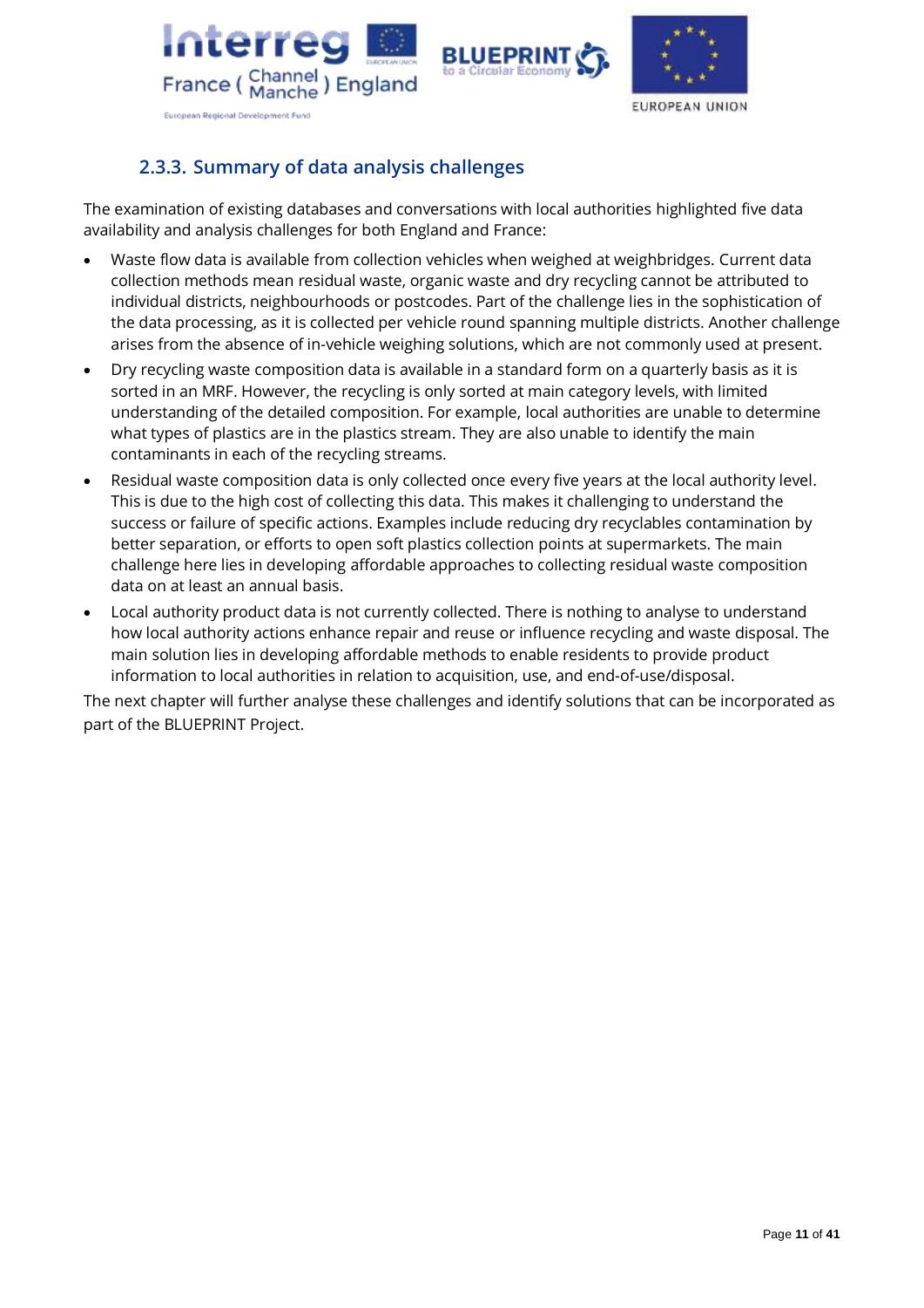### 2.3.3. Summary of data analysis challenges

The examination of existing databases and conversations with local authorities highlighted five data availability and analysis challenges for both England and France:

- Waste flow data is available from collection vehicles when weighed at weighbridges. Current data collection methods mean residual waste, organic waste and dry recycling cannot be attributed to individual districts, neighbourhoods or postcodes. Part of the challenge lies in the sophistication of the data processing, as it is collected per vehicle round spanning multiple districts. Another challenge arises from the absence of in-vehicle weighing solutions, which are not commonly used at present.
- Dry recycling waste composition data is available in a standard form on a quarterly basis as it is sorted in an MRF. However, the recycling is only sorted at main category levels, with limited understanding of the detailed composition. For example, local authorities are unable to determine what types of plastics are in the plastics stream. They are also unable to identify the main contaminants in each of the recycling streams.
- Residual waste composition data is only collected once every five years at the local authority level. This is due to the high cost of collecting this data. This makes it challenging to understand the success or failure of specific actions. Examples include reducing dry recyclables contamination by better separation, or efforts to open soft plastics collection points at supermarkets. The main challenge here lies in developing affordable approaches to collecting residual waste composition data on at least an annual basis.
- Local authority product data is not currently collected. There is nothing to analyse to understand how local authority actions enhance repair and reuse or influence recycling and waste disposal. The main solution lies in developing affordable methods to enable residents to provide product information to local authorities in relation to acquisition, use, and end-of-use/disposal.

The next chapter will further analyse these challenges and identify solutions that can be incorporated as part of the BLUEPRINT Project.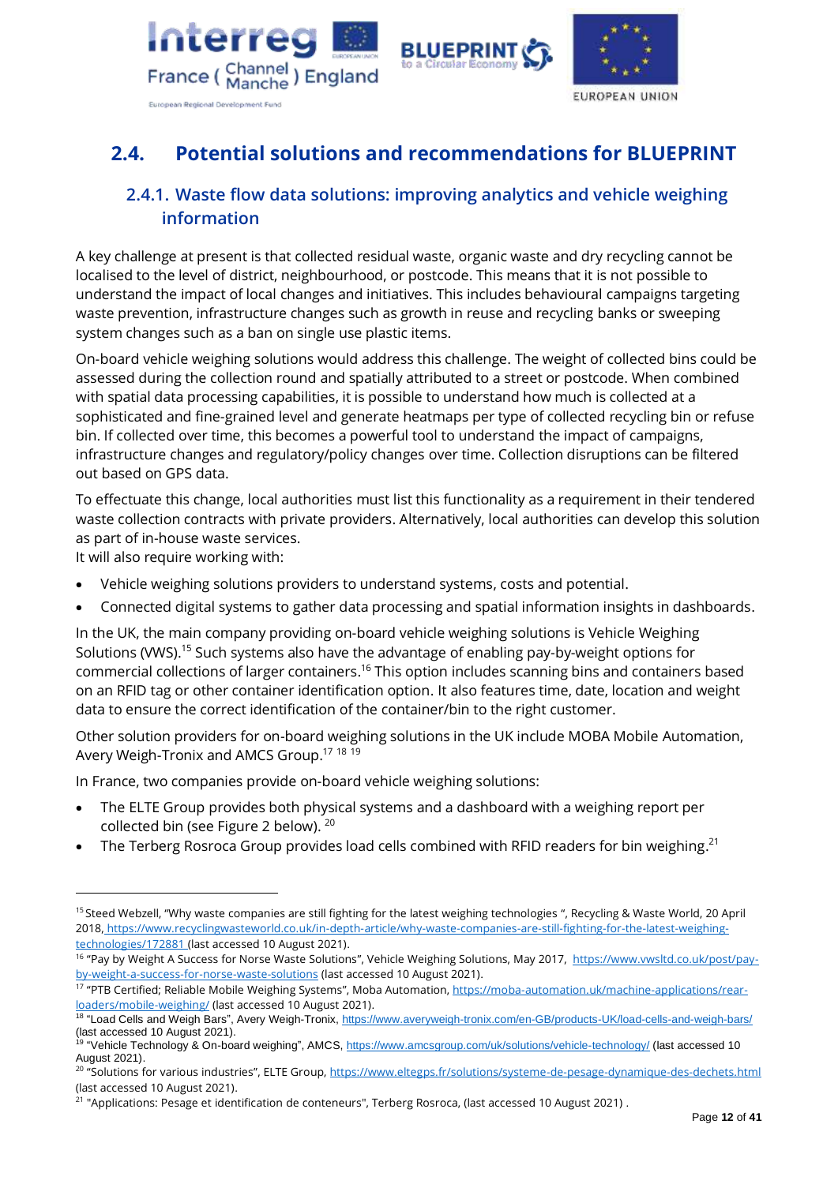## 2.4. Potential solutions and recommendations for BLUEPRINT

### 2.4.1. Waste flow data solutions: improving analytics and vehicle weighing information

A key challenge at present is that collected residual waste, organic waste and dry recycling cannot be localised to the level of district, neighbourhood, or postcode. This means that it is not possible to understand the impact of local changes and initiatives. This includes behavioural campaigns targeting waste prevention, infrastructure changes such as growth in reuse and recycling banks or sweeping system changes such as a ban on single use plastic items.

On-board vehicle weighing solutions would address this challenge. The weight of collected bins could be assessed during the collection round and spatially attributed to a street or postcode. When combined with spatial data processing capabilities, it is possible to understand how much is collected at a sophisticated and fine-grained level and generate heatmaps per type of collected recycling bin or refuse bin. If collected over time, this becomes a powerful tool to understand the impact of campaigns, infrastructure changes and regulatory/policy changes over time. Collection disruptions can be filtered out based on GPS data.

To effectuate this change, local authorities must list this functionality as a requirement in their tendered waste collection contracts with private providers. Alternatively, local authorities can develop this solution as part of in-house waste services.
It will also require working with:

- Vehicle weighing solutions providers to understand systems, costs and potential.
- Connected digital systems to gather data processing and spatial information insights in dashboards.

In the UK, the main company providing on-board vehicle weighing solutions is Vehicle Weighing Solutions (VWS).[15] Such systems also have the advantage of enabling pay-by-weight options for commercial collections of larger containers.[16] This option includes scanning bins and containers based on an RFID tag or other container identification option. It also features time, date, location and weight data to ensure the correct identification of the container/bin to the right customer.

Other solution providers for on-board weighing solutions in the UK include MOBA Mobile Automation, Avery Weigh-Tronix and AMCS Group.[17] [18] [19]

In France, two companies provide on-board vehicle weighing solutions:

- The ELTE Group provides both physical systems and a dashboard with a weighing report per collected bin (see Figure 2 below). [20]
- The Terberg Rosroca Group provides load cells combined with RFID readers for bin weighing.[21]

---

[15] Steed Webzell, "Why waste companies are still fighting for the latest weighing technologies ", Recycling & Waste World, 20 April 2018, https://www.recyclingwasteworld.co.uk/in-depth-article/why-waste-companies-are-still-fighting-for-the-latest-weighing-technologies/172881 (last accessed 10 August 2021).

[16] "Pay by Weight A Success for Norse Waste Solutions", Vehicle Weighing Solutions, May 2017, https://www.vwsltd.co.uk/post/pay-by-weight-a-success-for-norse-waste-solutions (last accessed 10 August 2021).

[17] "PTB Certified; Reliable Mobile Weighing Systems", Moba Automation, https://moba-automation.uk/machine-applications/rear-loaders/mobile-weighing/ (last accessed 10 August 2021).

[18] "Load Cells and Weigh Bars", Avery Weigh-Tronix, https://www.averyweigh-tronix.com/en-GB/products-UK/load-cells-and-weigh-bars/ (last accessed 10 August 2021).

[19] "Vehicle Technology & On-board weighing", AMCS, https://www.amcsgroup.com/uk/solutions/vehicle-technology/ (last accessed 10 August 2021).

[20] "Solutions for various industries", ELTE Group, https://www.eltegps.fr/solutions/systeme-de-pesage-dynamique-des-dechets.html (last accessed 10 August 2021).

[21] "Applications: Pesage et identification de conteneurs", Terberg Rosroca, (last accessed 10 August 2021) .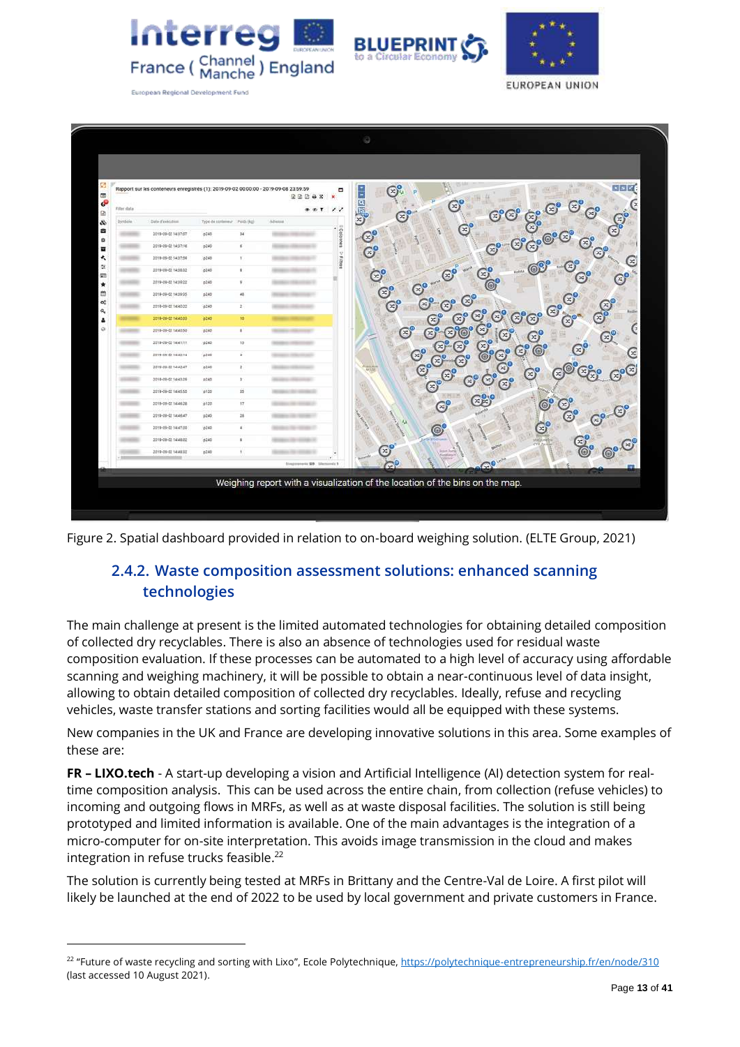Weighing report with a visualization of the location of the bins on the map.

Figure 2. Spatial dashboard provided in relation to on-board weighing solution. (ELTE Group, 2021)

### 2.4.2. Waste composition assessment solutions: enhanced scanning technologies

The main challenge at present is the limited automated technologies for obtaining detailed composition of collected dry recyclables. There is also an absence of technologies used for residual waste composition evaluation. If these processes can be automated to a high level of accuracy using affordable scanning and weighing machinery, it will be possible to obtain a near-continuous level of data insight, allowing to obtain detailed composition of collected dry recyclables. Ideally, refuse and recycling vehicles, waste transfer stations and sorting facilities would all be equipped with these systems.

New companies in the UK and France are developing innovative solutions in this area. Some examples of these are:

**FR – LIXO.tech** - A start-up developing a vision and Artificial Intelligence (AI) detection system for real-time composition analysis. This can be used across the entire chain, from collection (refuse vehicles) to incoming and outgoing flows in MRFs, as well as at waste disposal facilities. The solution is still being prototyped and limited information is available. One of the main advantages is the integration of a micro-computer for on-site interpretation. This avoids image transmission in the cloud and makes integration in refuse trucks feasible.[22]

The solution is currently being tested at MRFs in Brittany and the Centre-Val de Loire. A first pilot will likely be launched at the end of 2022 to be used by local government and private customers in France.

[22] "Future of waste recycling and sorting with Lixo", Ecole Polytechnique, https://polytechnique-entrepreneurship.fr/en/node/310 (last accessed 10 August 2021).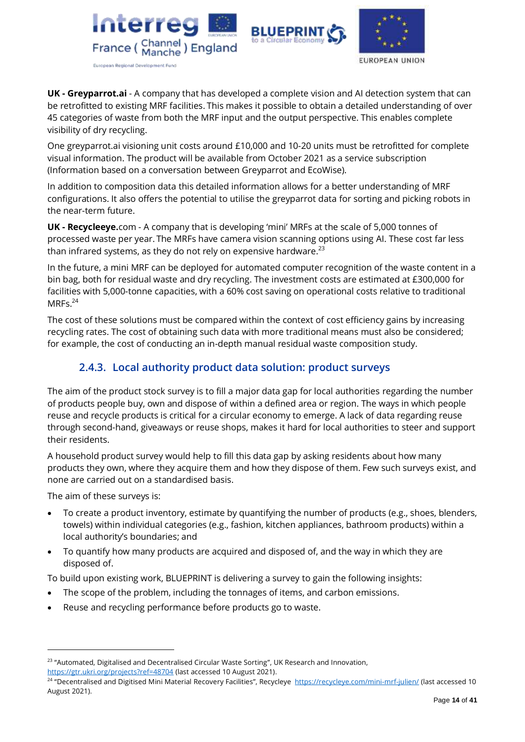**UK - Greyparrot.ai** - A company that has developed a complete vision and AI detection system that can be retrofitted to existing MRF facilities. This makes it possible to obtain a detailed understanding of over 45 categories of waste from both the MRF input and the output perspective. This enables complete visibility of dry recycling.

One greyparrot.ai visioning unit costs around £10,000 and 10-20 units must be retrofitted for complete visual information. The product will be available from October 2021 as a service subscription (Information based on a conversation between Greyparrot and EcoWise).

In addition to composition data this detailed information allows for a better understanding of MRF configurations. It also offers the potential to utilise the greyparrot data for sorting and picking robots in the near-term future.

**UK - Recycleeye.**com - A company that is developing 'mini' MRFs at the scale of 5,000 tonnes of processed waste per year. The MRFs have camera vision scanning options using AI. These cost far less than infrared systems, as they do not rely on expensive hardware.[23]

In the future, a mini MRF can be deployed for automated computer recognition of the waste content in a bin bag, both for residual waste and dry recycling. The investment costs are estimated at £300,000 for facilities with 5,000-tonne capacities, with a 60% cost saving on operational costs relative to traditional MRFs.[24]

The cost of these solutions must be compared within the context of cost efficiency gains by increasing recycling rates. The cost of obtaining such data with more traditional means must also be considered; for example, the cost of conducting an in-depth manual residual waste composition study.

### 2.4.3. Local authority product data solution: product surveys

The aim of the product stock survey is to fill a major data gap for local authorities regarding the number of products people buy, own and dispose of within a defined area or region. The ways in which people reuse and recycle products is critical for a circular economy to emerge. A lack of data regarding reuse through second-hand, giveaways or reuse shops, makes it hard for local authorities to steer and support their residents.

A household product survey would help to fill this data gap by asking residents about how many products they own, where they acquire them and how they dispose of them. Few such surveys exist, and none are carried out on a standardised basis.

The aim of these surveys is:

- To create a product inventory, estimate by quantifying the number of products (e.g., shoes, blenders, towels) within individual categories (e.g., fashion, kitchen appliances, bathroom products) within a local authority's boundaries; and
- To quantify how many products are acquired and disposed of, and the way in which they are disposed of.

To build upon existing work, BLUEPRINT is delivering a survey to gain the following insights:

- The scope of the problem, including the tonnages of items, and carbon emissions.
- Reuse and recycling performance before products go to waste.

---

[23] "Automated, Digitalised and Decentralised Circular Waste Sorting", UK Research and Innovation, https://gtr.ukri.org/projects?ref=48704 (last accessed 10 August 2021).

[24] "Decentralised and Digitised Mini Material Recovery Facilities", Recycleye https://recycleye.com/mini-mrf-julien/ (last accessed 10 August 2021).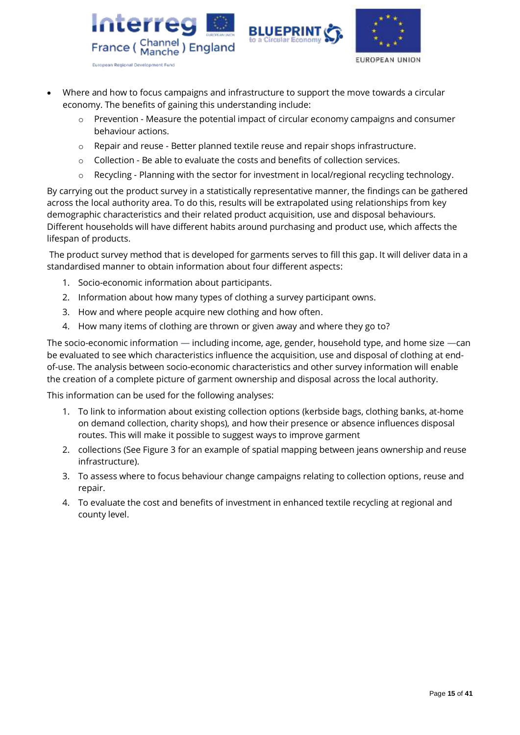- Where and how to focus campaigns and infrastructure to support the move towards a circular economy. The benefits of gaining this understanding include:
    - Prevention - Measure the potential impact of circular economy campaigns and consumer behaviour actions.
    - Repair and reuse - Better planned textile reuse and repair shops infrastructure.
    - Collection - Be able to evaluate the costs and benefits of collection services.
    - Recycling - Planning with the sector for investment in local/regional recycling technology.

By carrying out the product survey in a statistically representative manner, the findings can be gathered across the local authority area. To do this, results will be extrapolated using relationships from key demographic characteristics and their related product acquisition, use and disposal behaviours. Different households will have different habits around purchasing and product use, which affects the lifespan of products.

The product survey method that is developed for garments serves to fill this gap. It will deliver data in a standardised manner to obtain information about four different aspects:

1. Socio-economic information about participants.
2. Information about how many types of clothing a survey participant owns.
3. How and where people acquire new clothing and how often.
4. How many items of clothing are thrown or given away and where they go to?

The socio-economic information — including income, age, gender, household type, and home size —can be evaluated to see which characteristics influence the acquisition, use and disposal of clothing at end-of-use. The analysis between socio-economic characteristics and other survey information will enable the creation of a complete picture of garment ownership and disposal across the local authority.

This information can be used for the following analyses:

1. To link to information about existing collection options (kerbside bags, clothing banks, at-home on demand collection, charity shops), and how their presence or absence influences disposal routes. This will make it possible to suggest ways to improve garment
2. collections (See Figure 3 for an example of spatial mapping between jeans ownership and reuse infrastructure).
3. To assess where to focus behaviour change campaigns relating to collection options, reuse and repair.
4. To evaluate the cost and benefits of investment in enhanced textile recycling at regional and county level.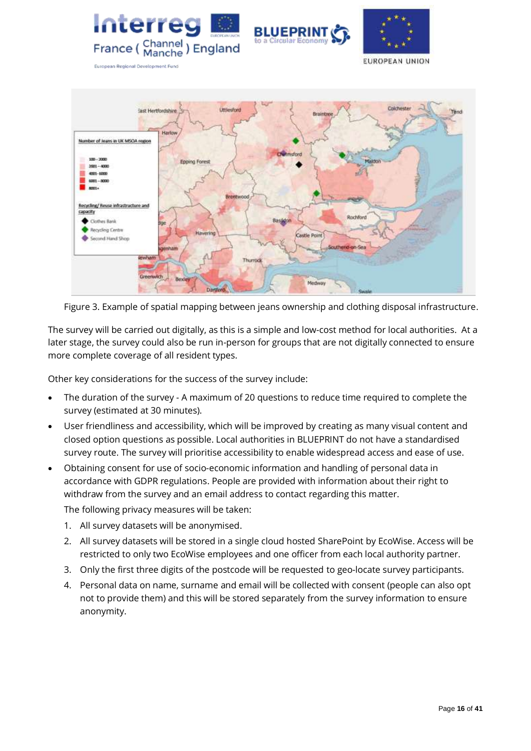Figure 3. Example of spatial mapping between jeans ownership and clothing disposal infrastructure.

The survey will be carried out digitally, as this is a simple and low-cost method for local authorities. At a later stage, the survey could also be run in-person for groups that are not digitally connected to ensure more complete coverage of all resident types.

Other key considerations for the success of the survey include:

- The duration of the survey - A maximum of 20 questions to reduce time required to complete the survey (estimated at 30 minutes).
- User friendliness and accessibility, which will be improved by creating as many visual content and closed option questions as possible. Local authorities in BLUEPRINT do not have a standardised survey route. The survey will prioritise accessibility to enable widespread access and ease of use.
- Obtaining consent for use of socio-economic information and handling of personal data in accordance with GDPR regulations. People are provided with information about their right to withdraw from the survey and an email address to contact regarding this matter.

  The following privacy measures will be taken:

  1. All survey datasets will be anonymised.
  2. All survey datasets will be stored in a single cloud hosted SharePoint by EcoWise. Access will be restricted to only two EcoWise employees and one officer from each local authority partner.
  3. Only the first three digits of the postcode will be requested to geo-locate survey participants.
  4. Personal data on name, surname and email will be collected with consent (people can also opt not to provide them) and this will be stored separately from the survey information to ensure anonymity.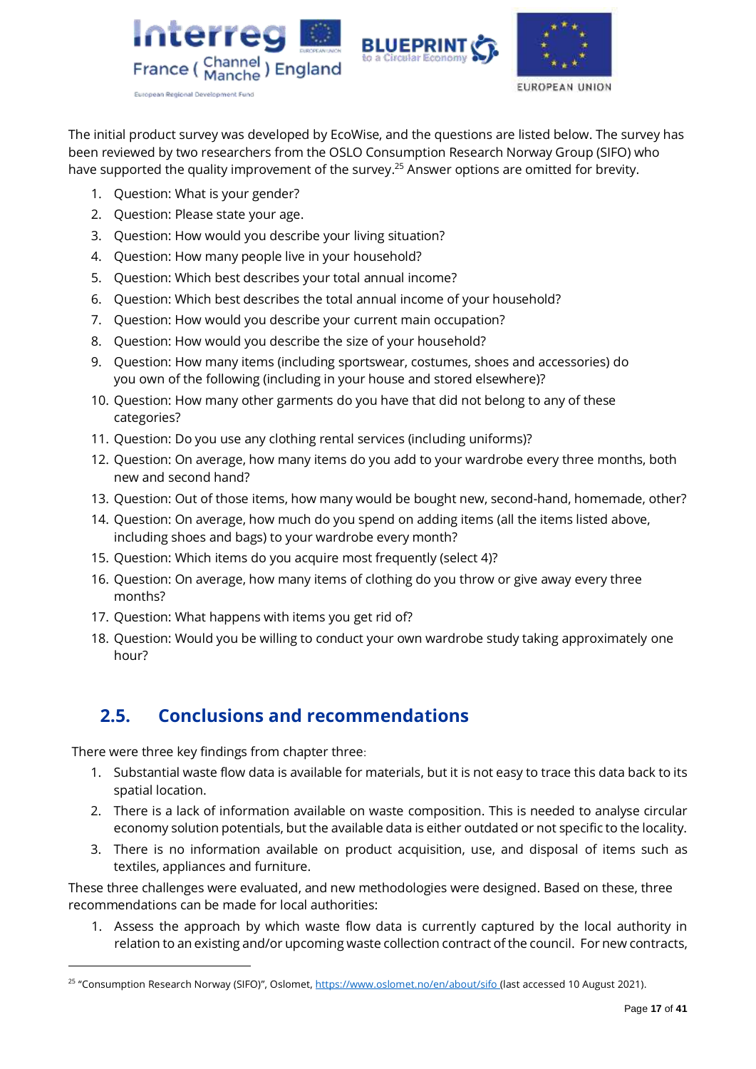The initial product survey was developed by EcoWise, and the questions are listed below. The survey has been reviewed by two researchers from the OSLO Consumption Research Norway Group (SIFO) who have supported the quality improvement of the survey.[25] Answer options are omitted for brevity.

1. Question: What is your gender?
2. Question: Please state your age.
3. Question: How would you describe your living situation?
4. Question: How many people live in your household?
5. Question: Which best describes your total annual income?
6. Question: Which best describes the total annual income of your household?
7. Question: How would you describe your current main occupation?
8. Question: How would you describe the size of your household?
9. Question: How many items (including sportswear, costumes, shoes and accessories) do you own of the following (including in your house and stored elsewhere)?
10. Question: How many other garments do you have that did not belong to any of these categories?
11. Question: Do you use any clothing rental services (including uniforms)?
12. Question: On average, how many items do you add to your wardrobe every three months, both new and second hand?
13. Question: Out of those items, how many would be bought new, second-hand, homemade, other?
14. Question: On average, how much do you spend on adding items (all the items listed above, including shoes and bags) to your wardrobe every month?
15. Question: Which items do you acquire most frequently (select 4)?
16. Question: On average, how many items of clothing do you throw or give away every three months?
17. Question: What happens with items you get rid of?
18. Question: Would you be willing to conduct your own wardrobe study taking approximately one hour?

## 2.5. Conclusions and recommendations

There were three key findings from chapter three:

1. Substantial waste flow data is available for materials, but it is not easy to trace this data back to its spatial location.
2. There is a lack of information available on waste composition. This is needed to analyse circular economy solution potentials, but the available data is either outdated or not specific to the locality.
3. There is no information available on product acquisition, use, and disposal of items such as textiles, appliances and furniture.

These three challenges were evaluated, and new methodologies were designed. Based on these, three recommendations can be made for local authorities:

1. Assess the approach by which waste flow data is currently captured by the local authority in relation to an existing and/or upcoming waste collection contract of the council. For new contracts,

[25] "Consumption Research Norway (SIFO)", Oslomet, https://www.oslomet.no/en/about/sifo (last accessed 10 August 2021).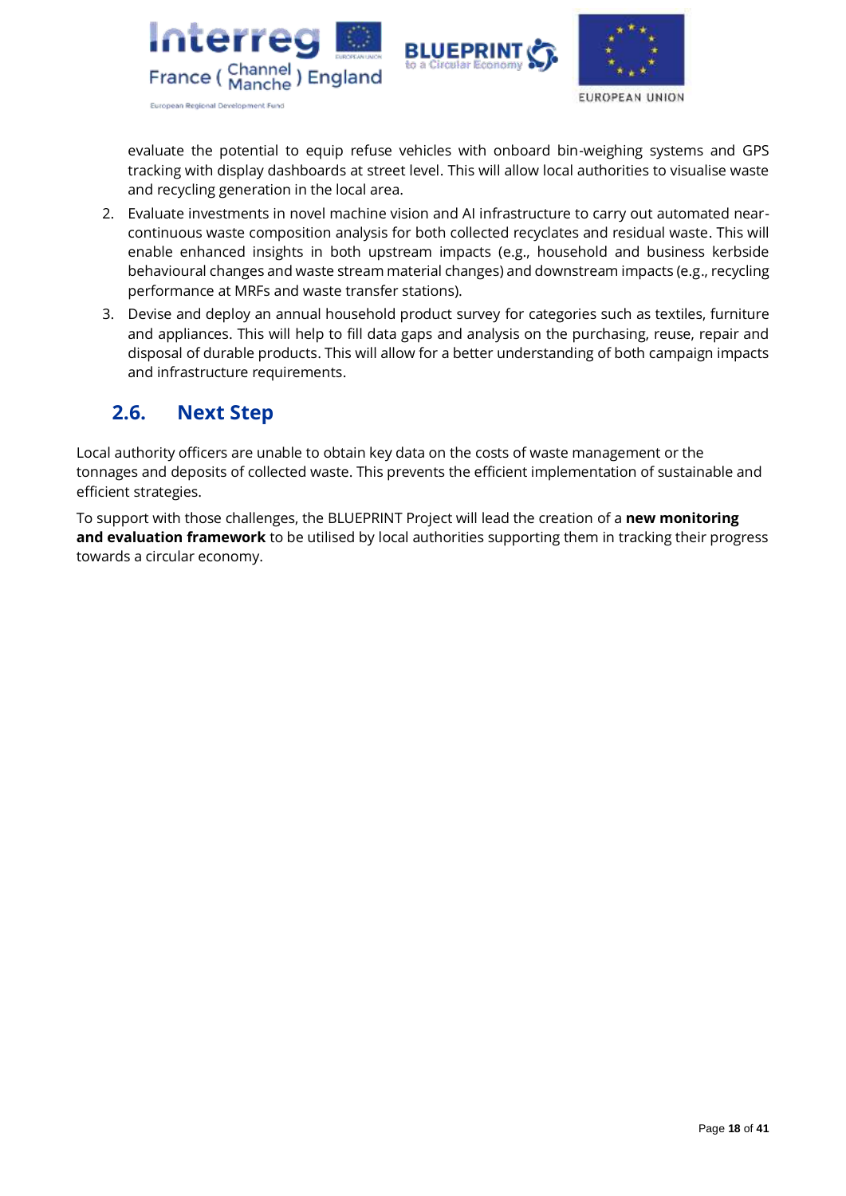evaluate the potential to equip refuse vehicles with onboard bin-weighing systems and GPS tracking with display dashboards at street level. This will allow local authorities to visualise waste and recycling generation in the local area.

2. Evaluate investments in novel machine vision and AI infrastructure to carry out automated near-continuous waste composition analysis for both collected recyclates and residual waste. This will enable enhanced insights in both upstream impacts (e.g., household and business kerbside behavioural changes and waste stream material changes) and downstream impacts (e.g., recycling performance at MRFs and waste transfer stations).
3. Devise and deploy an annual household product survey for categories such as textiles, furniture and appliances. This will help to fill data gaps and analysis on the purchasing, reuse, repair and disposal of durable products. This will allow for a better understanding of both campaign impacts and infrastructure requirements.

## 2.6. Next Step

Local authority officers are unable to obtain key data on the costs of waste management or the tonnages and deposits of collected waste. This prevents the efficient implementation of sustainable and efficient strategies.

To support with those challenges, the BLUEPRINT Project will lead the creation of a **new monitoring and evaluation framework** to be utilised by local authorities supporting them in tracking their progress towards a circular economy.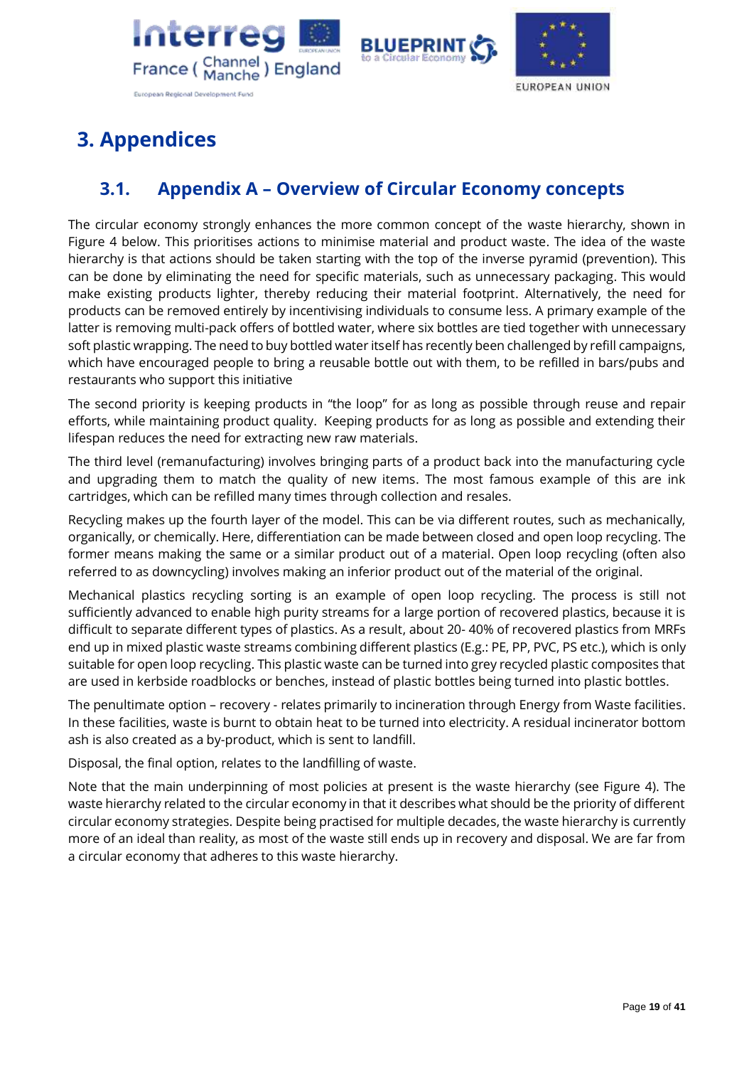# 3. Appendices

## 3.1. Appendix A – Overview of Circular Economy concepts

The circular economy strongly enhances the more common concept of the waste hierarchy, shown in Figure 4 below. This prioritises actions to minimise material and product waste. The idea of the waste hierarchy is that actions should be taken starting with the top of the inverse pyramid (prevention). This can be done by eliminating the need for specific materials, such as unnecessary packaging. This would make existing products lighter, thereby reducing their material footprint. Alternatively, the need for products can be removed entirely by incentivising individuals to consume less. A primary example of the latter is removing multi-pack offers of bottled water, where six bottles are tied together with unnecessary soft plastic wrapping. The need to buy bottled water itself has recently been challenged by refill campaigns, which have encouraged people to bring a reusable bottle out with them, to be refilled in bars/pubs and restaurants who support this initiative

The second priority is keeping products in "the loop" for as long as possible through reuse and repair efforts, while maintaining product quality. Keeping products for as long as possible and extending their lifespan reduces the need for extracting new raw materials.

The third level (remanufacturing) involves bringing parts of a product back into the manufacturing cycle and upgrading them to match the quality of new items. The most famous example of this are ink cartridges, which can be refilled many times through collection and resales.

Recycling makes up the fourth layer of the model. This can be via different routes, such as mechanically, organically, or chemically. Here, differentiation can be made between closed and open loop recycling. The former means making the same or a similar product out of a material. Open loop recycling (often also referred to as downcycling) involves making an inferior product out of the material of the original.

Mechanical plastics recycling sorting is an example of open loop recycling. The process is still not sufficiently advanced to enable high purity streams for a large portion of recovered plastics, because it is difficult to separate different types of plastics. As a result, about 20- 40% of recovered plastics from MRFs end up in mixed plastic waste streams combining different plastics (E.g.: PE, PP, PVC, PS etc.), which is only suitable for open loop recycling. This plastic waste can be turned into grey recycled plastic composites that are used in kerbside roadblocks or benches, instead of plastic bottles being turned into plastic bottles.

The penultimate option – recovery - relates primarily to incineration through Energy from Waste facilities. In these facilities, waste is burnt to obtain heat to be turned into electricity. A residual incinerator bottom ash is also created as a by-product, which is sent to landfill.

Disposal, the final option, relates to the landfilling of waste.

Note that the main underpinning of most policies at present is the waste hierarchy (see Figure 4). The waste hierarchy related to the circular economy in that it describes what should be the priority of different circular economy strategies. Despite being practised for multiple decades, the waste hierarchy is currently more of an ideal than reality, as most of the waste still ends up in recovery and disposal. We are far from a circular economy that adheres to this waste hierarchy.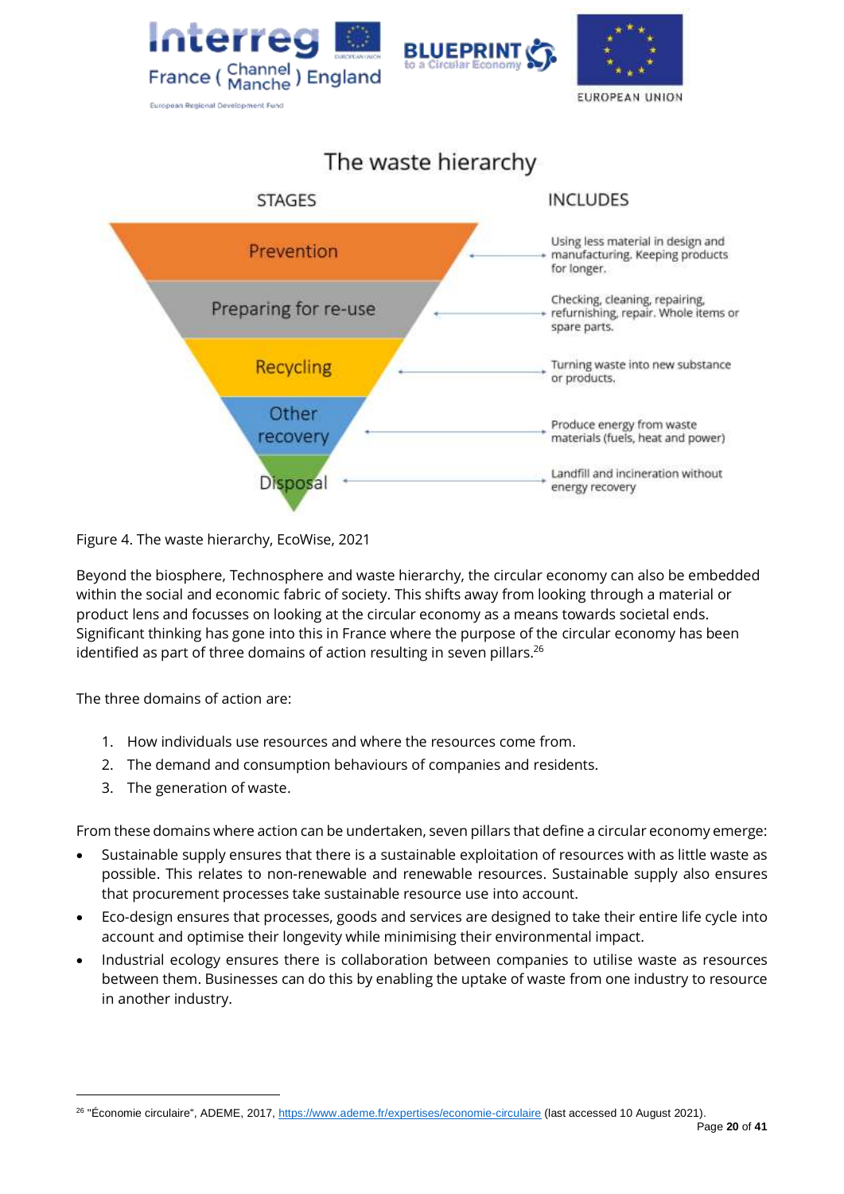## The waste hierarchy

| STAGES | INCLUDES |
| --- | --- |
| Prevention | Using less material in design and manufacturing. Keeping products for longer. |
| Preparing for re-use | Checking, cleaning, repairing, refurbishing, repair. Whole items or spare parts. |
| Recycling | Turning waste into new substance or products. |
| Other recovery | Produce energy from waste materials (fuels, heat and power) |
| Disposal | Landfill and incineration without energy recovery |

Figure 4. The waste hierarchy, EcoWise, 2021

Beyond the biosphere, Technosphere and waste hierarchy, the circular economy can also be embedded within the social and economic fabric of society. This shifts away from looking through a material or product lens and focusses on looking at the circular economy as a means towards societal ends. Significant thinking has gone into this in France where the purpose of the circular economy has been identified as part of three domains of action resulting in seven pillars.[26]

The three domains of action are:

1. How individuals use resources and where the resources come from.
2. The demand and consumption behaviours of companies and residents.
3. The generation of waste.

From these domains where action can be undertaken, seven pillars that define a circular economy emerge:

- Sustainable supply ensures that there is a sustainable exploitation of resources with as little waste as possible. This relates to non-renewable and renewable resources. Sustainable supply also ensures that procurement processes take sustainable resource use into account.
- Eco-design ensures that processes, goods and services are designed to take their entire life cycle into account and optimise their longevity while minimising their environmental impact.
- Industrial ecology ensures there is collaboration between companies to utilise waste as resources between them. Businesses can do this by enabling the uptake of waste from one industry to resource in another industry.

[26] "Économie circulaire", ADEME, 2017, https://www.ademe.fr/expertises/economie-circulaire (last accessed 10 August 2021).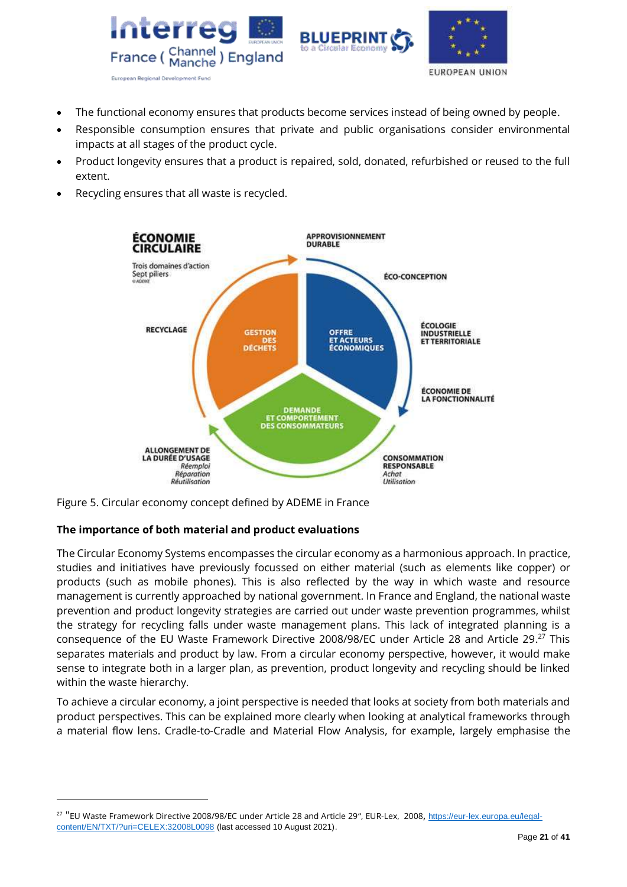- The functional economy ensures that products become services instead of being owned by people.
- Responsible consumption ensures that private and public organisations consider environmental impacts at all stages of the product cycle.
- Product longevity ensures that a product is repaired, sold, donated, refurbished or reused to the full extent.
- Recycling ensures that all waste is recycled.

Figure 5. Circular economy concept defined by ADEME in France

**The importance of both material and product evaluations**

The Circular Economy Systems encompasses the circular economy as a harmonious approach. In practice, studies and initiatives have previously focussed on either material (such as elements like copper) or products (such as mobile phones). This is also reflected by the way in which waste and resource management is currently approached by national government. In France and England, the national waste prevention and product longevity strategies are carried out under waste prevention programmes, whilst the strategy for recycling falls under waste management plans. This lack of integrated planning is a consequence of the EU Waste Framework Directive 2008/98/EC under Article 28 and Article 29.[27] This separates materials and product by law. From a circular economy perspective, however, it would make sense to integrate both in a larger plan, as prevention, product longevity and recycling should be linked within the waste hierarchy.

To achieve a circular economy, a joint perspective is needed that looks at society from both materials and product perspectives. This can be explained more clearly when looking at analytical frameworks through a material flow lens. Cradle-to-Cradle and Material Flow Analysis, for example, largely emphasise the

[27] "EU Waste Framework Directive 2008/98/EC under Article 28 and Article 29", EUR-Lex, 2008, https://eur-lex.europa.eu/legal-content/EN/TXT/?uri=CELEX:32008L0098 (last accessed 10 August 2021).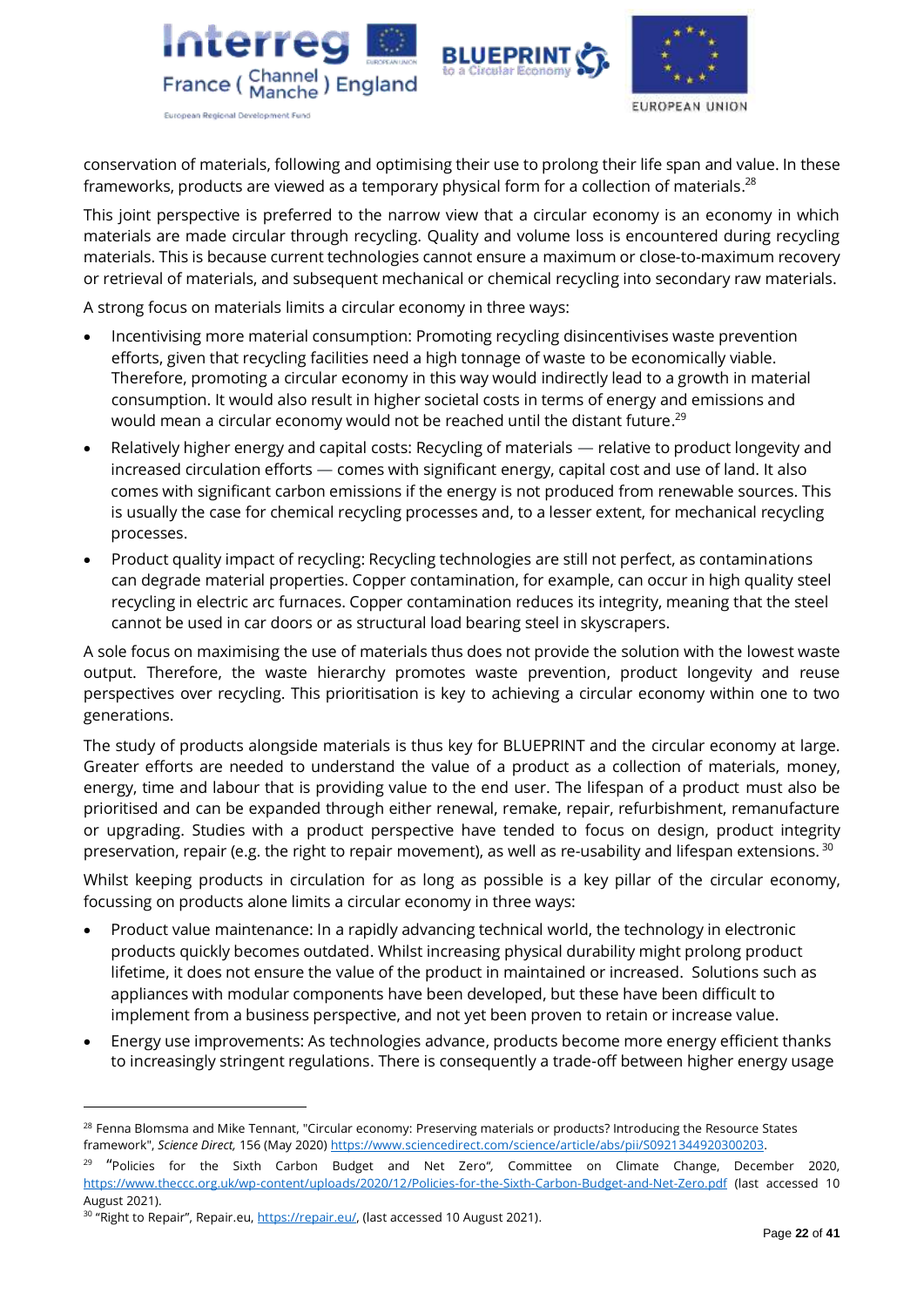conservation of materials, following and optimising their use to prolong their life span and value. In these frameworks, products are viewed as a temporary physical form for a collection of materials.[28]

This joint perspective is preferred to the narrow view that a circular economy is an economy in which materials are made circular through recycling. Quality and volume loss is encountered during recycling materials. This is because current technologies cannot ensure a maximum or close-to-maximum recovery or retrieval of materials, and subsequent mechanical or chemical recycling into secondary raw materials.

A strong focus on materials limits a circular economy in three ways:

- Incentivising more material consumption: Promoting recycling disincentivises waste prevention efforts, given that recycling facilities need a high tonnage of waste to be economically viable. Therefore, promoting a circular economy in this way would indirectly lead to a growth in material consumption. It would also result in higher societal costs in terms of energy and emissions and would mean a circular economy would not be reached until the distant future.[29]
- Relatively higher energy and capital costs: Recycling of materials — relative to product longevity and increased circulation efforts — comes with significant energy, capital cost and use of land. It also comes with significant carbon emissions if the energy is not produced from renewable sources. This is usually the case for chemical recycling processes and, to a lesser extent, for mechanical recycling processes.
- Product quality impact of recycling: Recycling technologies are still not perfect, as contaminations can degrade material properties. Copper contamination, for example, can occur in high quality steel recycling in electric arc furnaces. Copper contamination reduces its integrity, meaning that the steel cannot be used in car doors or as structural load bearing steel in skyscrapers.

A sole focus on maximising the use of materials thus does not provide the solution with the lowest waste output. Therefore, the waste hierarchy promotes waste prevention, product longevity and reuse perspectives over recycling. This prioritisation is key to achieving a circular economy within one to two generations.

The study of products alongside materials is thus key for BLUEPRINT and the circular economy at large. Greater efforts are needed to understand the value of a product as a collection of materials, money, energy, time and labour that is providing value to the end user. The lifespan of a product must also be prioritised and can be expanded through either renewal, remake, repair, refurbishment, remanufacture or upgrading. Studies with a product perspective have tended to focus on design, product integrity preservation, repair (e.g. the right to repair movement), as well as re-usability and lifespan extensions.[30]

Whilst keeping products in circulation for as long as possible is a key pillar of the circular economy, focussing on products alone limits a circular economy in three ways:

- Product value maintenance: In a rapidly advancing technical world, the technology in electronic products quickly becomes outdated. Whilst increasing physical durability might prolong product lifetime, it does not ensure the value of the product in maintained or increased. Solutions such as appliances with modular components have been developed, but these have been difficult to implement from a business perspective, and not yet been proven to retain or increase value.
- Energy use improvements: As technologies advance, products become more energy efficient thanks to increasingly stringent regulations. There is consequently a trade-off between higher energy usage

---

[28] Fenna Blomsma and Mike Tennant, "Circular economy: Preserving materials or products? Introducing the Resource States framework", *Science Direct,* 156 (May 2020) https://www.sciencedirect.com/science/article/abs/pii/S0921344920300203.

[29] "Policies for the Sixth Carbon Budget and Net Zero", Committee on Climate Change, December 2020, https://www.theccc.org.uk/wp-content/uploads/2020/12/Policies-for-the-Sixth-Carbon-Budget-and-Net-Zero.pdf (last accessed 10 August 2021).

[30] "Right to Repair", Repair.eu, https://repair.eu/, (last accessed 10 August 2021).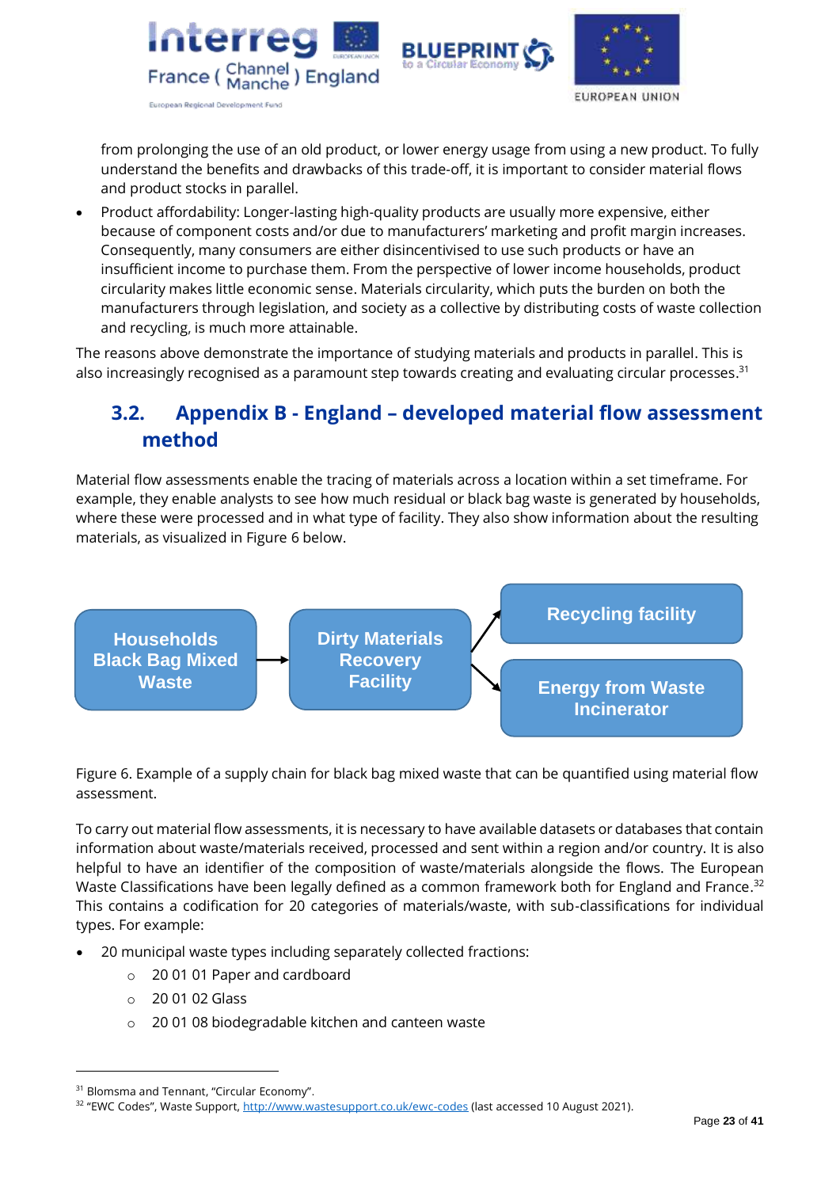from prolonging the use of an old product, or lower energy usage from using a new product. To fully understand the benefits and drawbacks of this trade-off, it is important to consider material flows and product stocks in parallel.

- Product affordability: Longer-lasting high-quality products are usually more expensive, either because of component costs and/or due to manufacturers' marketing and profit margin increases. Consequently, many consumers are either disincentivised to use such products or have an insufficient income to purchase them. From the perspective of lower income households, product circularity makes little economic sense. Materials circularity, which puts the burden on both the manufacturers through legislation, and society as a collective by distributing costs of waste collection and recycling, is much more attainable.

The reasons above demonstrate the importance of studying materials and products in parallel. This is also increasingly recognised as a paramount step towards creating and evaluating circular processes.[31]

## 3.2. Appendix B - England – developed material flow assessment method

Material flow assessments enable the tracing of materials across a location within a set timeframe. For example, they enable analysts to see how much residual or black bag waste is generated by households, where these were processed and in what type of facility. They also show information about the resulting materials, as visualized in Figure 6 below.

Households Black Bag Mixed Waste → Dirty Materials Recovery Facility → Recycling facility / Energy from Waste Incinerator

Figure 6. Example of a supply chain for black bag mixed waste that can be quantified using material flow assessment.

To carry out material flow assessments, it is necessary to have available datasets or databases that contain information about waste/materials received, processed and sent within a region and/or country. It is also helpful to have an identifier of the composition of waste/materials alongside the flows. The European Waste Classifications have been legally defined as a common framework both for England and France.[32] This contains a codification for 20 categories of materials/waste, with sub-classifications for individual types. For example:

- 20 municipal waste types including separately collected fractions:
  - 20 01 01 Paper and cardboard
  - 20 01 02 Glass
  - 20 01 08 biodegradable kitchen and canteen waste

---

[31] Blomsma and Tennant, "Circular Economy".

[32] "EWC Codes", Waste Support, http://www.wastesupport.co.uk/ewc-codes (last accessed 10 August 2021).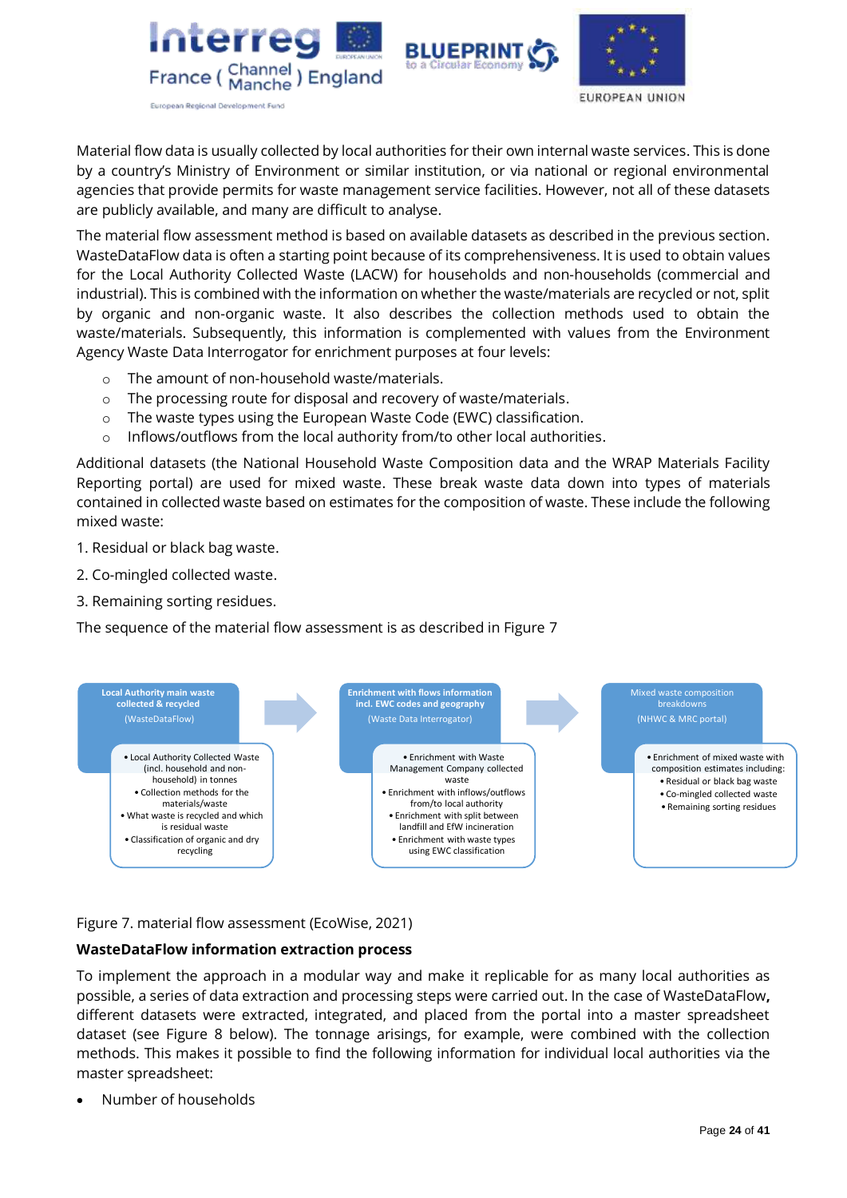Material flow data is usually collected by local authorities for their own internal waste services. This is done by a country's Ministry of Environment or similar institution, or via national or regional environmental agencies that provide permits for waste management service facilities. However, not all of these datasets are publicly available, and many are difficult to analyse.

The material flow assessment method is based on available datasets as described in the previous section. WasteDataFlow data is often a starting point because of its comprehensiveness. It is used to obtain values for the Local Authority Collected Waste (LACW) for households and non-households (commercial and industrial). This is combined with the information on whether the waste/materials are recycled or not, split by organic and non-organic waste. It also describes the collection methods used to obtain the waste/materials. Subsequently, this information is complemented with values from the Environment Agency Waste Data Interrogator for enrichment purposes at four levels:

- The amount of non-household waste/materials.
- The processing route for disposal and recovery of waste/materials.
- The waste types using the European Waste Code (EWC) classification.
- Inflows/outflows from the local authority from/to other local authorities.

Additional datasets (the National Household Waste Composition data and the WRAP Materials Facility Reporting portal) are used for mixed waste. These break waste data down into types of materials contained in collected waste based on estimates for the composition of waste. These include the following mixed waste:

1. Residual or black bag waste.
2. Co-mingled collected waste.
3. Remaining sorting residues.

The sequence of the material flow assessment is as described in Figure 7

**Local Authority main waste collected & recycled** (WasteDataFlow)
- Local Authority Collected Waste (incl. household and non-household) in tonnes
- Collection methods for the materials/waste
- What waste is recycled and which is residual waste
- Classification of organic and dry recycling

**Enrichment with flows information incl. EWC codes and geography** (Waste Data Interrogator)
- Enrichment with Waste Management Company collected waste
- Enrichment with inflows/outflows from/to local authority
- Enrichment with split between landfill and EfW incineration
- Enrichment with waste types using EWC classification

**Mixed waste composition breakdowns** (NHWC & MRC portal)
- Enrichment of mixed waste with composition estimates including:
- Residual or black bag waste
- Co-mingled collected waste
- Remaining sorting residues

Figure 7. material flow assessment (EcoWise, 2021)

**WasteDataFlow information extraction process**

To implement the approach in a modular way and make it replicable for as many local authorities as possible, a series of data extraction and processing steps were carried out. In the case of WasteDataFlow**,** different datasets were extracted, integrated, and placed from the portal into a master spreadsheet dataset (see Figure 8 below). The tonnage arisings, for example, were combined with the collection methods. This makes it possible to find the following information for individual local authorities via the master spreadsheet:

- Number of households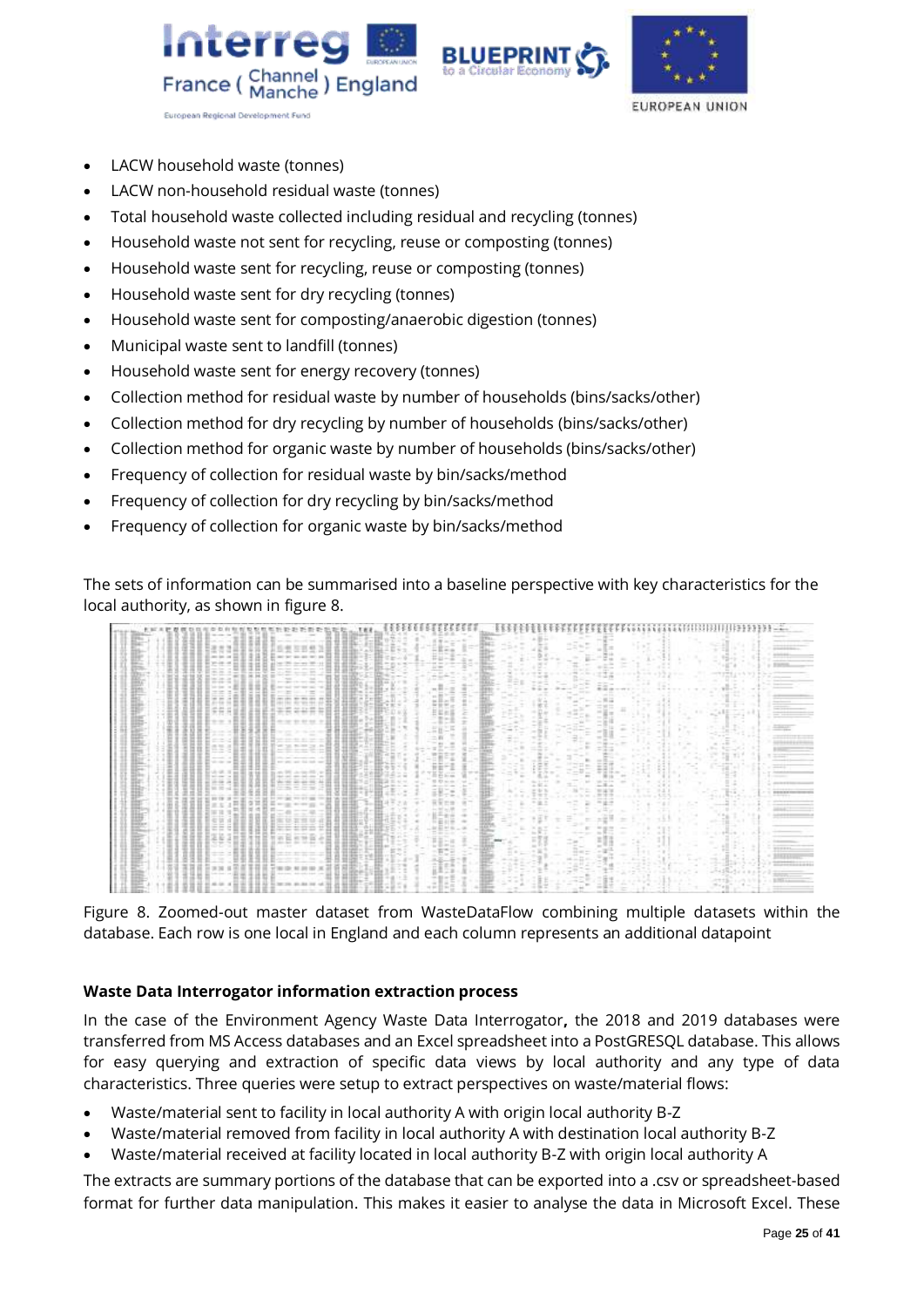- LACW household waste (tonnes)
- LACW non-household residual waste (tonnes)
- Total household waste collected including residual and recycling (tonnes)
- Household waste not sent for recycling, reuse or composting (tonnes)
- Household waste sent for recycling, reuse or composting (tonnes)
- Household waste sent for dry recycling (tonnes)
- Household waste sent for composting/anaerobic digestion (tonnes)
- Municipal waste sent to landfill (tonnes)
- Household waste sent for energy recovery (tonnes)
- Collection method for residual waste by number of households (bins/sacks/other)
- Collection method for dry recycling by number of households (bins/sacks/other)
- Collection method for organic waste by number of households (bins/sacks/other)
- Frequency of collection for residual waste by bin/sacks/method
- Frequency of collection for dry recycling by bin/sacks/method
- Frequency of collection for organic waste by bin/sacks/method

The sets of information can be summarised into a baseline perspective with key characteristics for the local authority, as shown in figure 8.

Figure 8. Zoomed-out master dataset from WasteDataFlow combining multiple datasets within the database. Each row is one local in England and each column represents an additional datapoint

**Waste Data Interrogator information extraction process**

In the case of the Environment Agency Waste Data Interrogator**,** the 2018 and 2019 databases were transferred from MS Access databases and an Excel spreadsheet into a PostGRESQL database. This allows for easy querying and extraction of specific data views by local authority and any type of data characteristics. Three queries were setup to extract perspectives on waste/material flows:

- Waste/material sent to facility in local authority A with origin local authority B-Z
- Waste/material removed from facility in local authority A with destination local authority B-Z
- Waste/material received at facility located in local authority B-Z with origin local authority A

The extracts are summary portions of the database that can be exported into a .csv or spreadsheet-based format for further data manipulation. This makes it easier to analyse the data in Microsoft Excel. These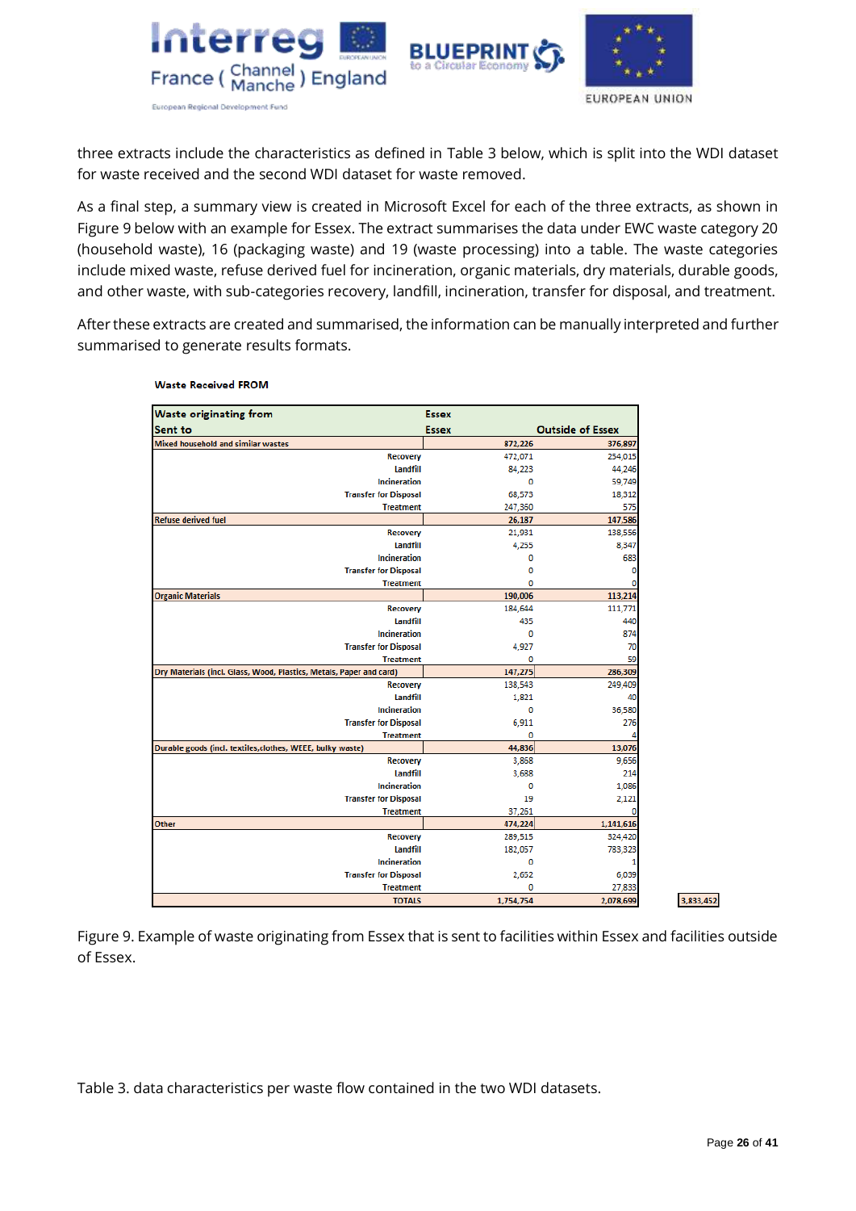three extracts include the characteristics as defined in Table 3 below, which is split into the WDI dataset for waste received and the second WDI dataset for waste removed.

As a final step, a summary view is created in Microsoft Excel for each of the three extracts, as shown in Figure 9 below with an example for Essex. The extract summarises the data under EWC waste category 20 (household waste), 16 (packaging waste) and 19 (waste processing) into a table. The waste categories include mixed waste, refuse derived fuel for incineration, organic materials, dry materials, durable goods, and other waste, with sub-categories recovery, landfill, incineration, transfer for disposal, and treatment.

After these extracts are created and summarised, the information can be manually interpreted and further summarised to generate results formats.

**Waste Received FROM**

| Waste originating from | Essex | |
|---|---|---|
| Sent to | Essex | Outside of Essex |
| Mixed household and similar wastes | 872,226 | 376,897 |
| Recovery | 472,071 | 254,015 |
| Landfill | 84,223 | 44,246 |
| Incineration | 0 | 59,749 |
| Transfer for Disposal | 68,573 | 18,312 |
| Treatment | 247,360 | 575 |
| Refuse derived fuel | 26,187 | 147,586 |
| Recovery | 21,931 | 138,556 |
| Landfill | 4,255 | 8,347 |
| Incineration | 0 | 683 |
| Transfer for Disposal | 0 | 0 |
| Treatment | 0 | 0 |
| Organic Materials | 190,006 | 113,214 |
| Recovery | 184,644 | 111,771 |
| Landfill | 435 | 440 |
| Incineration | 0 | 874 |
| Transfer for Disposal | 4,927 | 70 |
| Treatment | 0 | 59 |
| Dry Materials (incl. Glass, Wood, Plastics, Metals, Paper and card) | 147,275 | 286,309 |
| Recovery | 138,543 | 249,409 |
| Landfill | 1,821 | 40 |
| Incineration | 0 | 36,580 |
| Transfer for Disposal | 6,911 | 276 |
| Treatment | 0 | 4 |
| Durable goods (incl. textiles,clothes, WEEE, bulky waste) | 44,836 | 13,076 |
| Recovery | 3,868 | 9,656 |
| Landfill | 3,688 | 214 |
| Incineration | 0 | 1,086 |
| Transfer for Disposal | 19 | 2,121 |
| Treatment | 37,261 | 0 |
| Other | 474,224 | 1,141,616 |
| Recovery | 289,515 | 324,420 |
| Landfill | 182,057 | 783,323 |
| Incineration | 0 | 1 |
| Transfer for Disposal | 2,652 | 6,039 |
| Treatment | 0 | 27,833 |
| TOTALS | 1,754,754 | 2,078,699 |

3,833,452

Figure 9. Example of waste originating from Essex that is sent to facilities within Essex and facilities outside of Essex.

Table 3. data characteristics per waste flow contained in the two WDI datasets.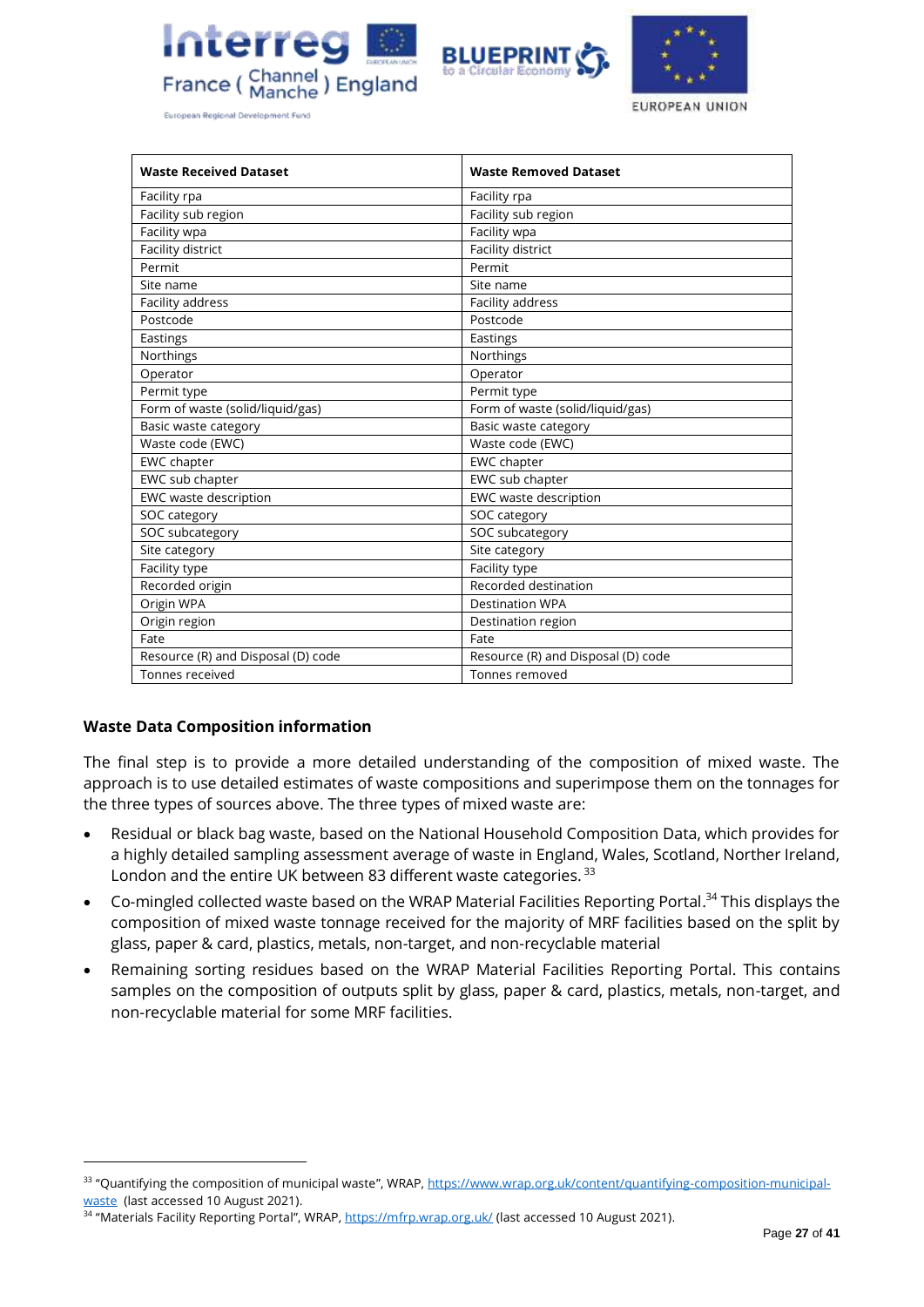| Waste Received Dataset | Waste Removed Dataset |
|---|---|
| Facility rpa | Facility rpa |
| Facility sub region | Facility sub region |
| Facility wpa | Facility wpa |
| Facility district | Facility district |
| Permit | Permit |
| Site name | Site name |
| Facility address | Facility address |
| Postcode | Postcode |
| Eastings | Eastings |
| Northings | Northings |
| Operator | Operator |
| Permit type | Permit type |
| Form of waste (solid/liquid/gas) | Form of waste (solid/liquid/gas) |
| Basic waste category | Basic waste category |
| Waste code (EWC) | Waste code (EWC) |
| EWC chapter | EWC chapter |
| EWC sub chapter | EWC sub chapter |
| EWC waste description | EWC waste description |
| SOC category | SOC category |
| SOC subcategory | SOC subcategory |
| Site category | Site category |
| Facility type | Facility type |
| Recorded origin | Recorded destination |
| Origin WPA | Destination WPA |
| Origin region | Destination region |
| Fate | Fate |
| Resource (R) and Disposal (D) code | Resource (R) and Disposal (D) code |
| Tonnes received | Tonnes removed |

### Waste Data Composition information

The final step is to provide a more detailed understanding of the composition of mixed waste. The approach is to use detailed estimates of waste compositions and superimpose them on the tonnages for the three types of sources above. The three types of mixed waste are:

- Residual or black bag waste, based on the National Household Composition Data, which provides for a highly detailed sampling assessment average of waste in England, Wales, Scotland, Norther Ireland, London and the entire UK between 83 different waste categories. [33]
- Co-mingled collected waste based on the WRAP Material Facilities Reporting Portal.[34] This displays the composition of mixed waste tonnage received for the majority of MRF facilities based on the split by glass, paper & card, plastics, metals, non-target, and non-recyclable material
- Remaining sorting residues based on the WRAP Material Facilities Reporting Portal. This contains samples on the composition of outputs split by glass, paper & card, plastics, metals, non-target, and non-recyclable material for some MRF facilities.

[33] "Quantifying the composition of municipal waste", WRAP, https://www.wrap.org.uk/content/quantifying-composition-municipal-waste (last accessed 10 August 2021).

[34] "Materials Facility Reporting Portal", WRAP, https://mfrp.wrap.org.uk/ (last accessed 10 August 2021).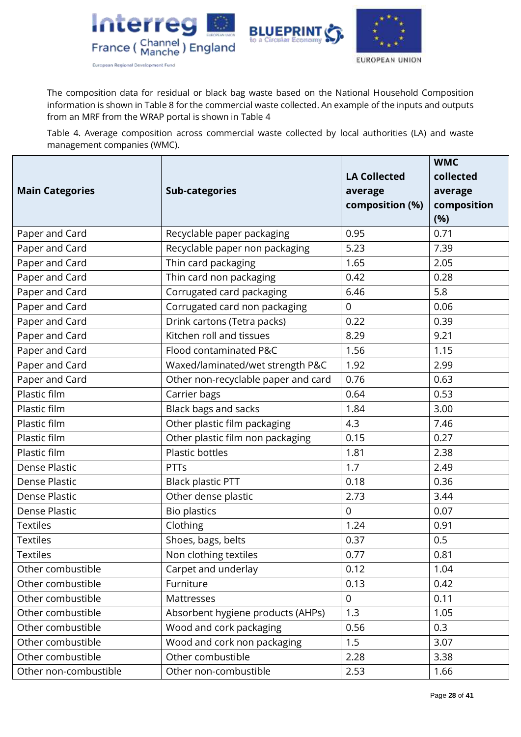The composition data for residual or black bag waste based on the National Household Composition information is shown in Table 8 for the commercial waste collected. An example of the inputs and outputs from an MRF from the WRAP portal is shown in Table 4

Table 4. Average composition across commercial waste collected by local authorities (LA) and waste management companies (WMC).

| Main Categories | Sub-categories | LA Collected average composition (%) | WMC collected average composition (%) |
|---|---|---|---|
| Paper and Card | Recyclable paper packaging | 0.95 | 0.71 |
| Paper and Card | Recyclable paper non packaging | 5.23 | 7.39 |
| Paper and Card | Thin card packaging | 1.65 | 2.05 |
| Paper and Card | Thin card non packaging | 0.42 | 0.28 |
| Paper and Card | Corrugated card packaging | 6.46 | 5.8 |
| Paper and Card | Corrugated card non packaging | 0 | 0.06 |
| Paper and Card | Drink cartons (Tetra packs) | 0.22 | 0.39 |
| Paper and Card | Kitchen roll and tissues | 8.29 | 9.21 |
| Paper and Card | Flood contaminated P&C | 1.56 | 1.15 |
| Paper and Card | Waxed/laminated/wet strength P&C | 1.92 | 2.99 |
| Paper and Card | Other non-recyclable paper and card | 0.76 | 0.63 |
| Plastic film | Carrier bags | 0.64 | 0.53 |
| Plastic film | Black bags and sacks | 1.84 | 3.00 |
| Plastic film | Other plastic film packaging | 4.3 | 7.46 |
| Plastic film | Other plastic film non packaging | 0.15 | 0.27 |
| Plastic film | Plastic bottles | 1.81 | 2.38 |
| Dense Plastic | PTTs | 1.7 | 2.49 |
| Dense Plastic | Black plastic PTT | 0.18 | 0.36 |
| Dense Plastic | Other dense plastic | 2.73 | 3.44 |
| Dense Plastic | Bio plastics | 0 | 0.07 |
| Textiles | Clothing | 1.24 | 0.91 |
| Textiles | Shoes, bags, belts | 0.37 | 0.5 |
| Textiles | Non clothing textiles | 0.77 | 0.81 |
| Other combustible | Carpet and underlay | 0.12 | 1.04 |
| Other combustible | Furniture | 0.13 | 0.42 |
| Other combustible | Mattresses | 0 | 0.11 |
| Other combustible | Absorbent hygiene products (AHPs) | 1.3 | 1.05 |
| Other combustible | Wood and cork packaging | 0.56 | 0.3 |
| Other combustible | Wood and cork non packaging | 1.5 | 3.07 |
| Other combustible | Other combustible | 2.28 | 3.38 |
| Other non-combustible | Other non-combustible | 2.53 | 1.66 |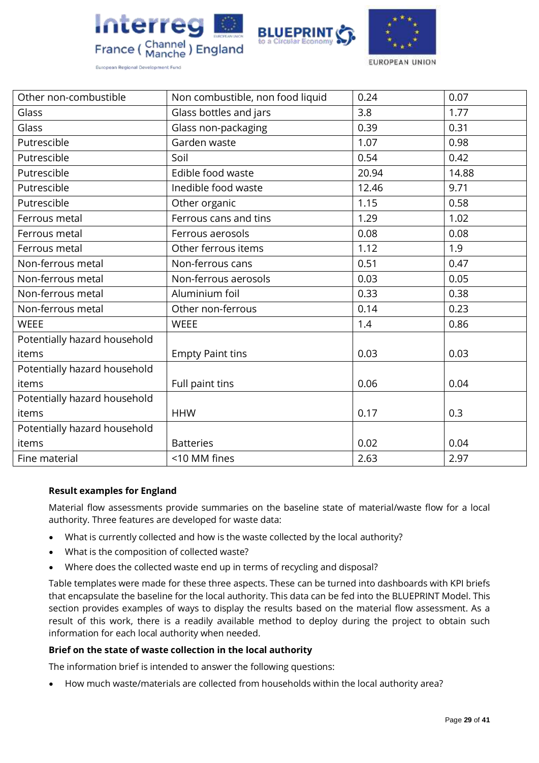| Other non-combustible | Non combustible, non food liquid | 0.24 | 0.07 |
|---|---|---|---|
| Glass | Glass bottles and jars | 3.8 | 1.77 |
| Glass | Glass non-packaging | 0.39 | 0.31 |
| Putrescible | Garden waste | 1.07 | 0.98 |
| Putrescible | Soil | 0.54 | 0.42 |
| Putrescible | Edible food waste | 20.94 | 14.88 |
| Putrescible | Inedible food waste | 12.46 | 9.71 |
| Putrescible | Other organic | 1.15 | 0.58 |
| Ferrous metal | Ferrous cans and tins | 1.29 | 1.02 |
| Ferrous metal | Ferrous aerosols | 0.08 | 0.08 |
| Ferrous metal | Other ferrous items | 1.12 | 1.9 |
| Non-ferrous metal | Non-ferrous cans | 0.51 | 0.47 |
| Non-ferrous metal | Non-ferrous aerosols | 0.03 | 0.05 |
| Non-ferrous metal | Aluminium foil | 0.33 | 0.38 |
| Non-ferrous metal | Other non-ferrous | 0.14 | 0.23 |
| WEEE | WEEE | 1.4 | 0.86 |
| Potentially hazard household items | Empty Paint tins | 0.03 | 0.03 |
| Potentially hazard household items | Full paint tins | 0.06 | 0.04 |
| Potentially hazard household items | HHW | 0.17 | 0.3 |
| Potentially hazard household items | Batteries | 0.02 | 0.04 |
| Fine material | <10 MM fines | 2.63 | 2.97 |

**Result examples for England**

Material flow assessments provide summaries on the baseline state of material/waste flow for a local authority. Three features are developed for waste data:

- What is currently collected and how is the waste collected by the local authority?
- What is the composition of collected waste?
- Where does the collected waste end up in terms of recycling and disposal?

Table templates were made for these three aspects. These can be turned into dashboards with KPI briefs that encapsulate the baseline for the local authority. This data can be fed into the BLUEPRINT Model. This section provides examples of ways to display the results based on the material flow assessment. As a result of this work, there is a readily available method to deploy during the project to obtain such information for each local authority when needed.

**Brief on the state of waste collection in the local authority**

The information brief is intended to answer the following questions:

- How much waste/materials are collected from households within the local authority area?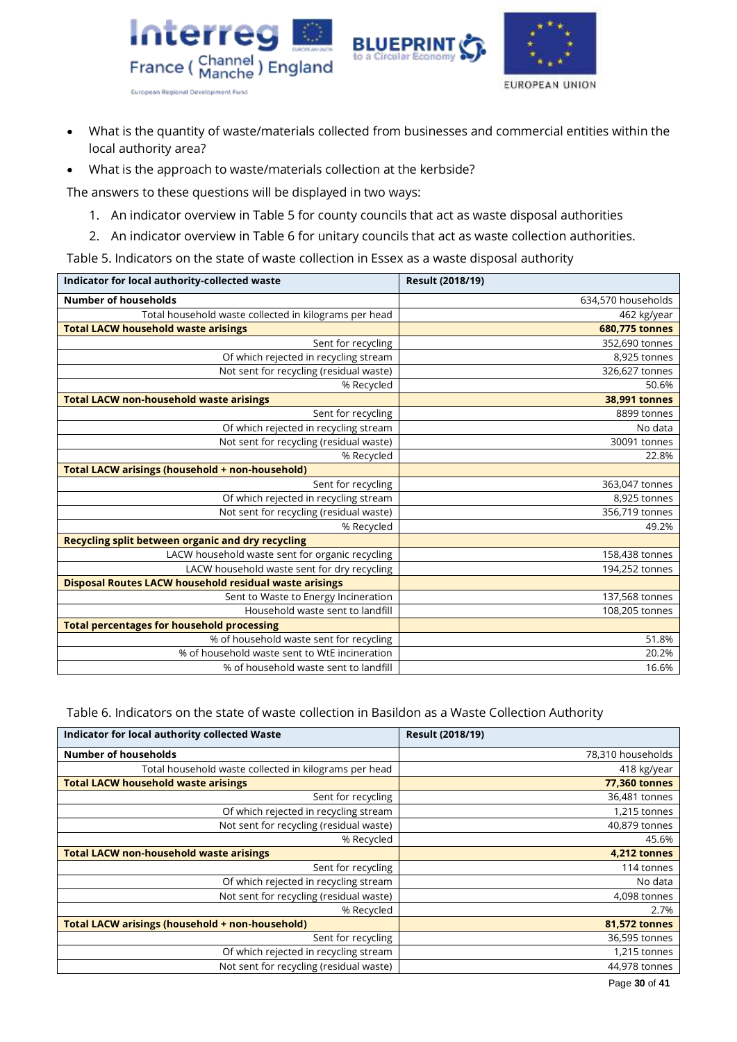- What is the quantity of waste/materials collected from businesses and commercial entities within the local authority area?
- What is the approach to waste/materials collection at the kerbside?

The answers to these questions will be displayed in two ways:

1. An indicator overview in Table 5 for county councils that act as waste disposal authorities
2. An indicator overview in Table 6 for unitary councils that act as waste collection authorities.

Table 5. Indicators on the state of waste collection in Essex as a waste disposal authority

| Indicator for local authority-collected waste | Result (2018/19) |
|---|---|
| **Number of households** | 634,570 households |
| Total household waste collected in kilograms per head | 462 kg/year |
| **Total LACW household waste arisings** | **680,775 tonnes** |
| Sent for recycling | 352,690 tonnes |
| Of which rejected in recycling stream | 8,925 tonnes |
| Not sent for recycling (residual waste) | 326,627 tonnes |
| % Recycled | 50.6% |
| **Total LACW non-household waste arisings** | **38,991 tonnes** |
| Sent for recycling | 8899 tonnes |
| Of which rejected in recycling stream | No data |
| Not sent for recycling (residual waste) | 30091 tonnes |
| % Recycled | 22.8% |
| **Total LACW arisings (household + non-household)** | |
| Sent for recycling | 363,047 tonnes |
| Of which rejected in recycling stream | 8,925 tonnes |
| Not sent for recycling (residual waste) | 356,719 tonnes |
| % Recycled | 49.2% |
| **Recycling split between organic and dry recycling** | |
| LACW household waste sent for organic recycling | 158,438 tonnes |
| LACW household waste sent for dry recycling | 194,252 tonnes |
| **Disposal Routes LACW household residual waste arisings** | |
| Sent to Waste to Energy Incineration | 137,568 tonnes |
| Household waste sent to landfill | 108,205 tonnes |
| **Total percentages for household processing** | |
| % of household waste sent for recycling | 51.8% |
| % of household waste sent to WtE incineration | 20.2% |
| % of household waste sent to landfill | 16.6% |

Table 6. Indicators on the state of waste collection in Basildon as a Waste Collection Authority

| Indicator for local authority collected Waste | Result (2018/19) |
|---|---|
| **Number of households** | 78,310 households |
| Total household waste collected in kilograms per head | 418 kg/year |
| **Total LACW household waste arisings** | **77,360 tonnes** |
| Sent for recycling | 36,481 tonnes |
| Of which rejected in recycling stream | 1,215 tonnes |
| Not sent for recycling (residual waste) | 40,879 tonnes |
| % Recycled | 45.6% |
| **Total LACW non-household waste arisings** | **4,212 tonnes** |
| Sent for recycling | 114 tonnes |
| Of which rejected in recycling stream | No data |
| Not sent for recycling (residual waste) | 4,098 tonnes |
| % Recycled | 2.7% |
| **Total LACW arisings (household + non-household)** | **81,572 tonnes** |
| Sent for recycling | 36,595 tonnes |
| Of which rejected in recycling stream | 1,215 tonnes |
| Not sent for recycling (residual waste) | 44,978 tonnes |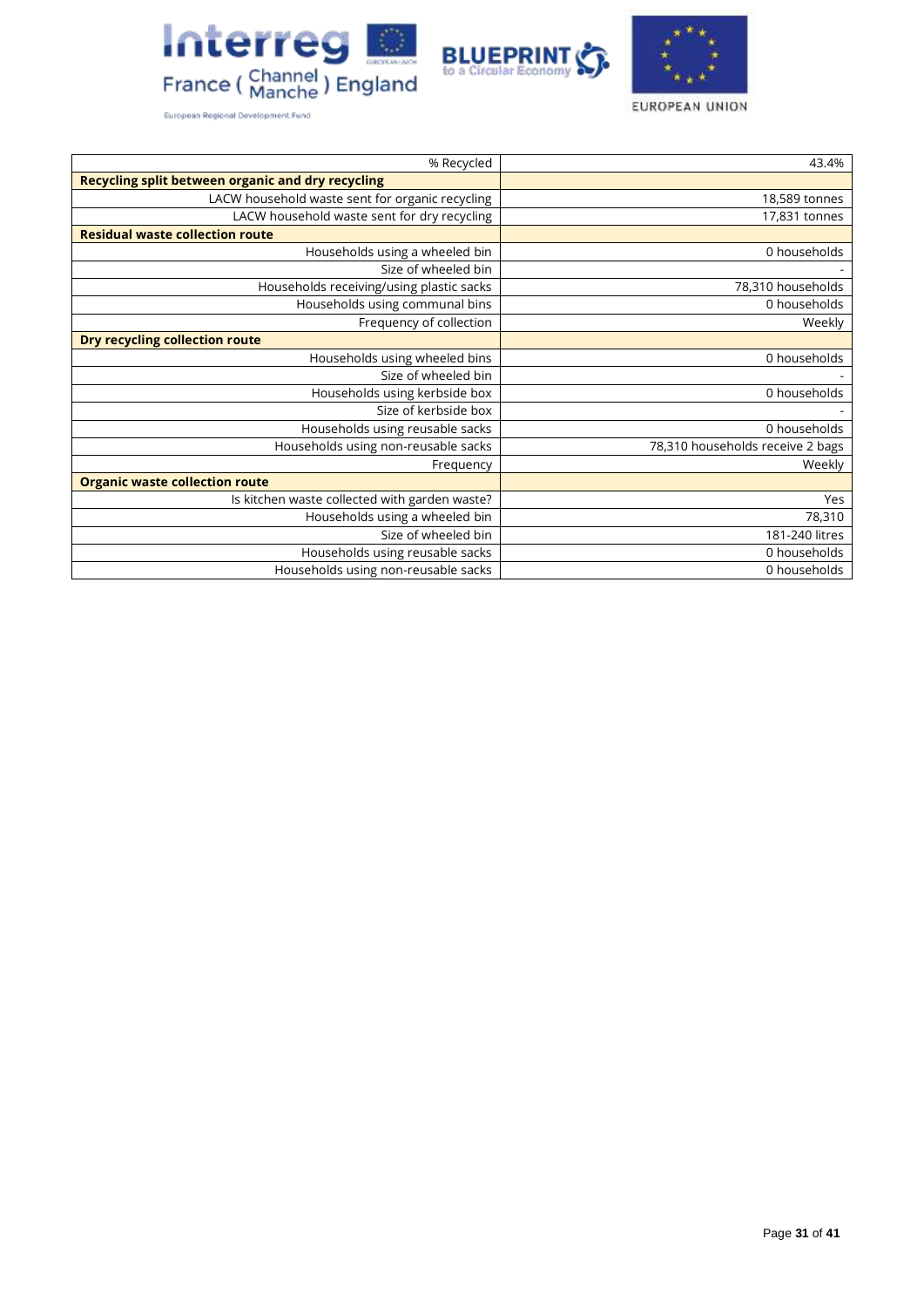| % Recycled | 43.4% |
|---|---|
| **Recycling split between organic and dry recycling** | |
| LACW household waste sent for organic recycling | 18,589 tonnes |
| LACW household waste sent for dry recycling | 17,831 tonnes |
| **Residual waste collection route** | |
| Households using a wheeled bin | 0 households |
| Size of wheeled bin | - |
| Households receiving/using plastic sacks | 78,310 households |
| Households using communal bins | 0 households |
| Frequency of collection | Weekly |
| **Dry recycling collection route** | |
| Households using wheeled bins | 0 households |
| Size of wheeled bin | - |
| Households using kerbside box | 0 households |
| Size of kerbside box | - |
| Households using reusable sacks | 0 households |
| Households using non-reusable sacks | 78,310 households receive 2 bags |
| Frequency | Weekly |
| **Organic waste collection route** | |
| Is kitchen waste collected with garden waste? | Yes |
| Households using a wheeled bin | 78,310 |
| Size of wheeled bin | 181-240 litres |
| Households using reusable sacks | 0 households |
| Households using non-reusable sacks | 0 households |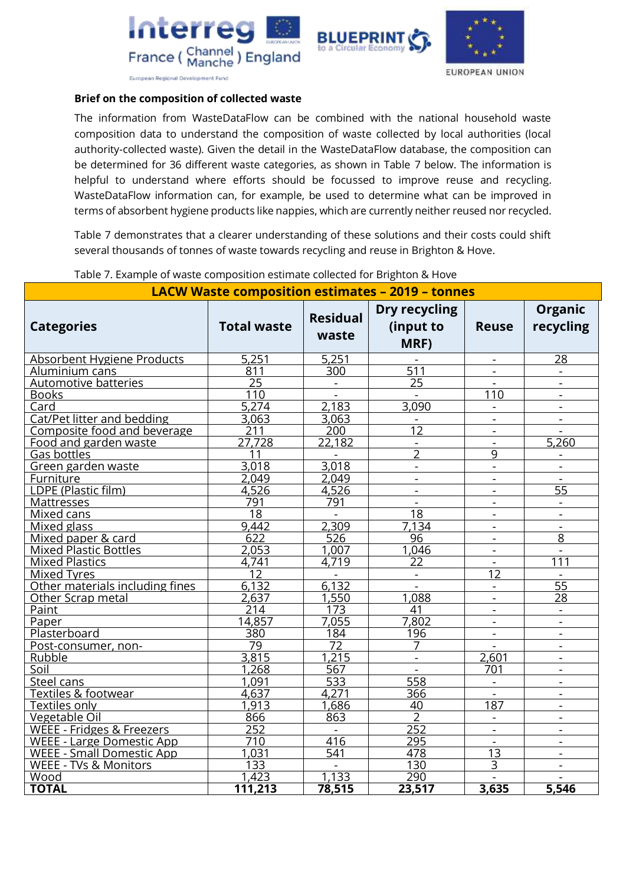**Brief on the composition of collected waste**

The information from WasteDataFlow can be combined with the national household waste composition data to understand the composition of waste collected by local authorities (local authority-collected waste). Given the detail in the WasteDataFlow database, the composition can be determined for 36 different waste categories, as shown in Table 7 below. The information is helpful to understand where efforts should be focussed to improve reuse and recycling. WasteDataFlow information can, for example, be used to determine what can be improved in terms of absorbent hygiene products like nappies, which are currently neither reused nor recycled.

Table 7 demonstrates that a clearer understanding of these solutions and their costs could shift several thousands of tonnes of waste towards recycling and reuse in Brighton & Hove.

Table 7. Example of waste composition estimate collected for Brighton & Hove

| LACW Waste composition estimates – 2019 – tonnes | | | | | |
|---|---|---|---|---|---|
| **Categories** | **Total waste** | **Residual waste** | **Dry recycling (input to MRF)** | **Reuse** | **Organic recycling** |
| Absorbent Hygiene Products | 5,251 | 5,251 | - | - | 28 |
| Aluminium cans | 811 | 300 | 511 | - | - |
| Automotive batteries | 25 | - | 25 | - | - |
| Books | 110 | - | - | 110 | - |
| Card | 5,274 | 2,183 | 3,090 | - | - |
| Cat/Pet litter and bedding | 3,063 | 3,063 | - | - | - |
| Composite food and beverage | 211 | 200 | 12 | - | - |
| Food and garden waste | 27,728 | 22,182 | - | - | 5,260 |
| Gas bottles | 11 | - | 2 | 9 | - |
| Green garden waste | 3,018 | 3,018 | - | - | - |
| Furniture | 2,049 | 2,049 | - | - | - |
| LDPE (Plastic film) | 4,526 | 4,526 | - | - | 55 |
| Mattresses | 791 | 791 | - | - | - |
| Mixed cans | 18 | - | 18 | - | - |
| Mixed glass | 9,442 | 2,309 | 7,134 | - | - |
| Mixed paper & card | 622 | 526 | 96 | - | 8 |
| Mixed Plastic Bottles | 2,053 | 1,007 | 1,046 | - | - |
| Mixed Plastics | 4,741 | 4,719 | 22 | - | 111 |
| Mixed Tyres | 12 | - | - | 12 | - |
| Other materials including fines | 6,132 | 6,132 | - | - | 55 |
| Other Scrap metal | 2,637 | 1,550 | 1,088 | - | 28 |
| Paint | 214 | 173 | 41 | - | - |
| Paper | 14,857 | 7,055 | 7,802 | - | - |
| Plasterboard | 380 | 184 | 196 | - | - |
| Post-consumer, non- | 79 | 72 | 7 | - | - |
| Rubble | 3,815 | 1,215 | - | 2,601 | - |
| Soil | 1,268 | 567 | - | 701 | - |
| Steel cans | 1,091 | 533 | 558 | - | - |
| Textiles & footwear | 4,637 | 4,271 | 366 | - | - |
| Textiles only | 1,913 | 1,686 | 40 | 187 | - |
| Vegetable Oil | 866 | 863 | 2 | - | - |
| WEEE - Fridges & Freezers | 252 | - | 252 | - | - |
| WEEE - Large Domestic App | 710 | 416 | 295 | - | - |
| WEEE - Small Domestic App | 1,031 | 541 | 478 | 13 | - |
| WEEE - TVs & Monitors | 133 | - | 130 | 3 | - |
| Wood | 1,423 | 1,133 | 290 | - | - |
| **TOTAL** | **111,213** | **78,515** | **23,517** | **3,635** | **5,546** |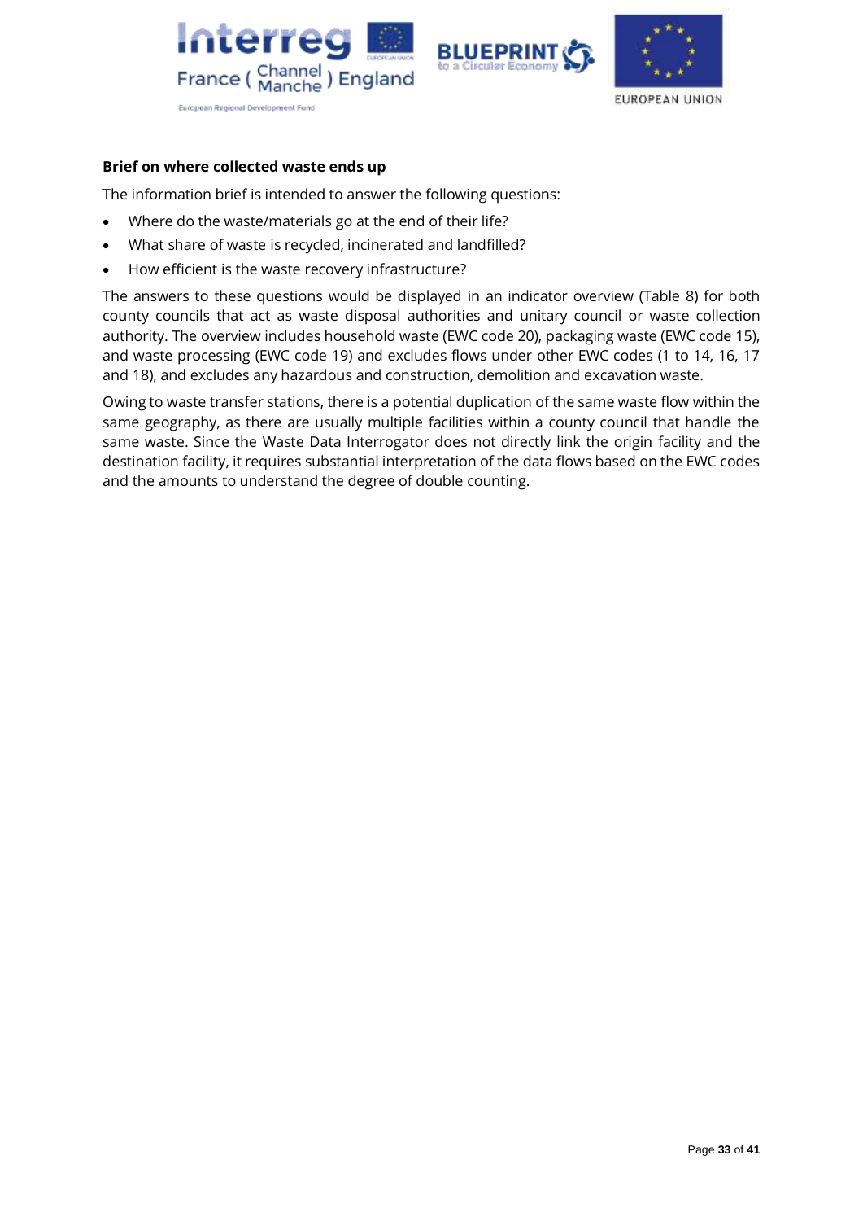**Brief on where collected waste ends up**

The information brief is intended to answer the following questions:

- Where do the waste/materials go at the end of their life?
- What share of waste is recycled, incinerated and landfilled?
- How efficient is the waste recovery infrastructure?

The answers to these questions would be displayed in an indicator overview (Table 8) for both county councils that act as waste disposal authorities and unitary council or waste collection authority. The overview includes household waste (EWC code 20), packaging waste (EWC code 15), and waste processing (EWC code 19) and excludes flows under other EWC codes (1 to 14, 16, 17 and 18), and excludes any hazardous and construction, demolition and excavation waste.

Owing to waste transfer stations, there is a potential duplication of the same waste flow within the same geography, as there are usually multiple facilities within a county council that handle the same waste. Since the Waste Data Interrogator does not directly link the origin facility and the destination facility, it requires substantial interpretation of the data flows based on the EWC codes and the amounts to understand the degree of double counting.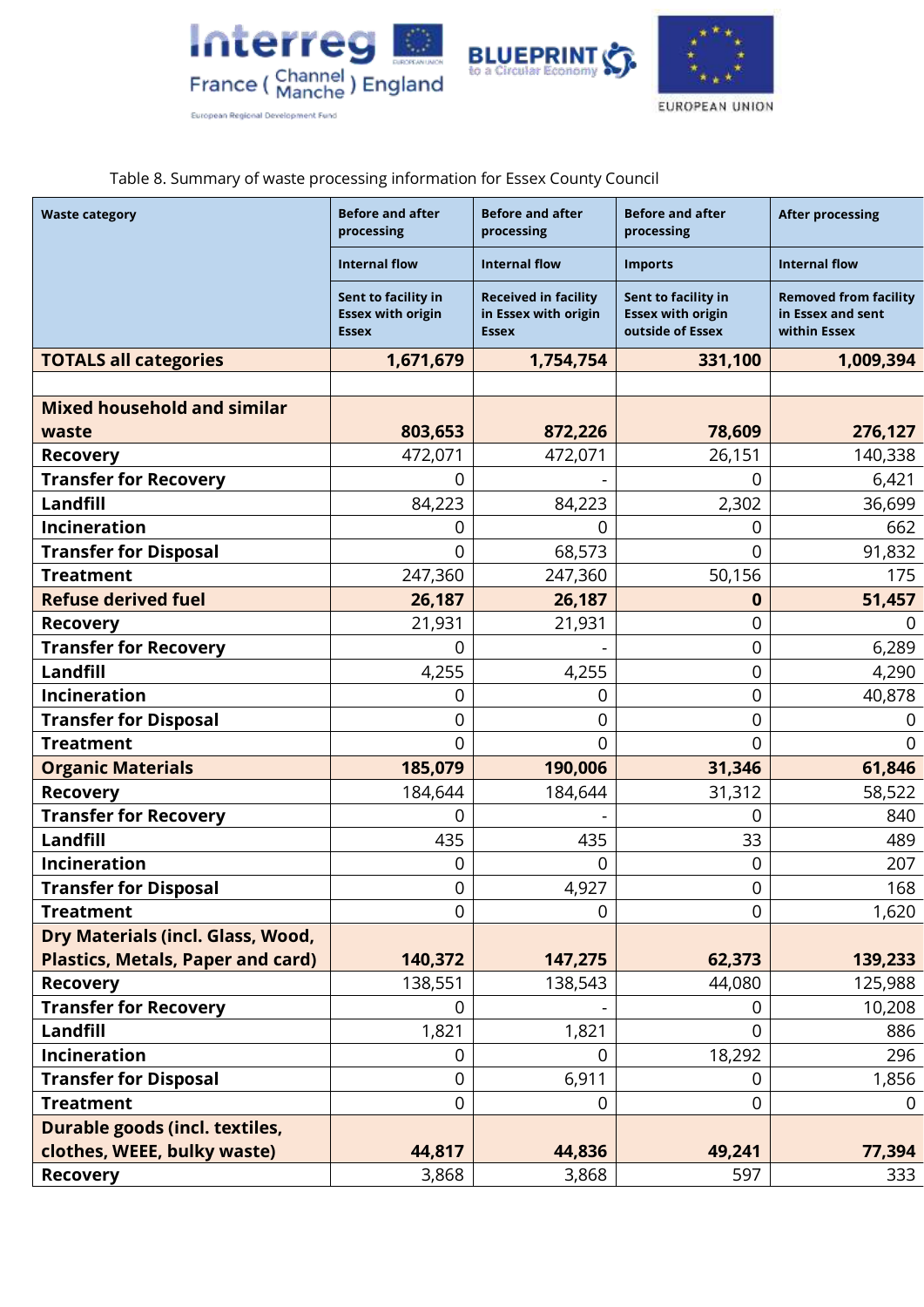Table 8. Summary of waste processing information for Essex County Council

| Waste category | Before and after processing | Before and after processing | Before and after processing | After processing |
|---|---|---|---|---|
| | Internal flow | Internal flow | Imports | Internal flow |
| | Sent to facility in Essex with origin Essex | Received in facility in Essex with origin Essex | Sent to facility in Essex with origin outside of Essex | Removed from facility in Essex and sent within Essex |
| **TOTALS all categories** | **1,671,679** | **1,754,754** | **331,100** | **1,009,394** |
| | | | | |
| **Mixed household and similar waste** | **803,653** | **872,226** | **78,609** | **276,127** |
| **Recovery** | 472,071 | 472,071 | 26,151 | 140,338 |
| **Transfer for Recovery** | 0 | - | 0 | 6,421 |
| **Landfill** | 84,223 | 84,223 | 2,302 | 36,699 |
| **Incineration** | 0 | 0 | 0 | 662 |
| **Transfer for Disposal** | 0 | 68,573 | 0 | 91,832 |
| **Treatment** | 247,360 | 247,360 | 50,156 | 175 |
| **Refuse derived fuel** | **26,187** | **26,187** | **0** | **51,457** |
| **Recovery** | 21,931 | 21,931 | 0 | 0 |
| **Transfer for Recovery** | 0 | - | 0 | 6,289 |
| **Landfill** | 4,255 | 4,255 | 0 | 4,290 |
| **Incineration** | 0 | 0 | 0 | 40,878 |
| **Transfer for Disposal** | 0 | 0 | 0 | 0 |
| **Treatment** | 0 | 0 | 0 | 0 |
| **Organic Materials** | **185,079** | **190,006** | **31,346** | **61,846** |
| **Recovery** | 184,644 | 184,644 | 31,312 | 58,522 |
| **Transfer for Recovery** | 0 | - | 0 | 840 |
| **Landfill** | 435 | 435 | 33 | 489 |
| **Incineration** | 0 | 0 | 0 | 207 |
| **Transfer for Disposal** | 0 | 4,927 | 0 | 168 |
| **Treatment** | 0 | 0 | 0 | 1,620 |
| **Dry Materials (incl. Glass, Wood, Plastics, Metals, Paper and card)** | **140,372** | **147,275** | **62,373** | **139,233** |
| **Recovery** | 138,551 | 138,543 | 44,080 | 125,988 |
| **Transfer for Recovery** | 0 | - | 0 | 10,208 |
| **Landfill** | 1,821 | 1,821 | 0 | 886 |
| **Incineration** | 0 | 0 | 18,292 | 296 |
| **Transfer for Disposal** | 0 | 6,911 | 0 | 1,856 |
| **Treatment** | 0 | 0 | 0 | 0 |
| **Durable goods (incl. textiles, clothes, WEEE, bulky waste)** | **44,817** | **44,836** | **49,241** | **77,394** |
| **Recovery** | 3,868 | 3,868 | 597 | 333 |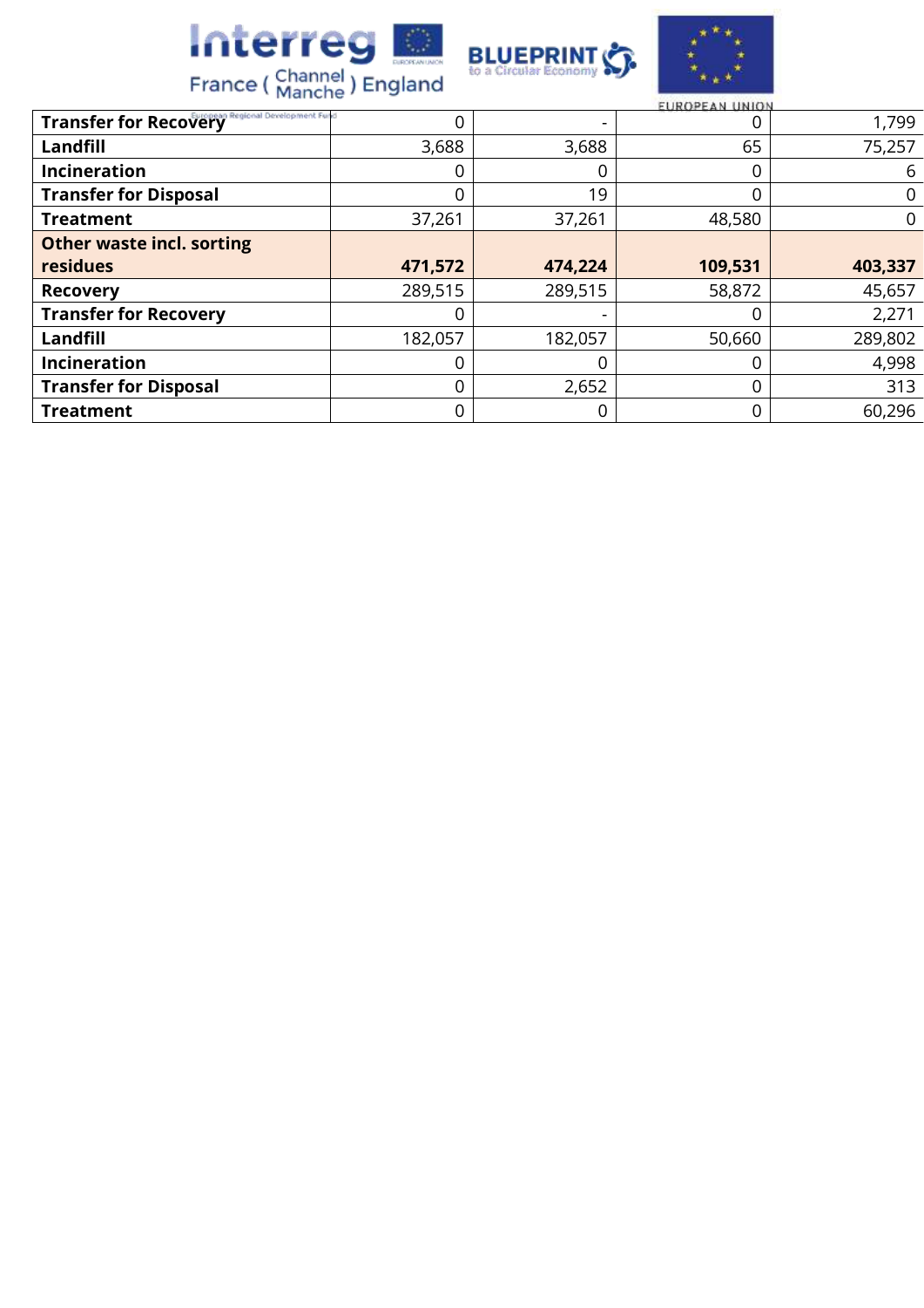| | | | | |
|---|---|---|---|---|
| **Transfer for Recovery** | 0 | - | 0 | 1,799 |
| **Landfill** | 3,688 | 3,688 | 65 | 75,257 |
| **Incineration** | 0 | 0 | 0 | 6 |
| **Transfer for Disposal** | 0 | 19 | 0 | 0 |
| **Treatment** | 37,261 | 37,261 | 48,580 | 0 |
| **Other waste incl. sorting residues** | **471,572** | **474,224** | **109,531** | **403,337** |
| **Recovery** | 289,515 | 289,515 | 58,872 | 45,657 |
| **Transfer for Recovery** | 0 | - | 0 | 2,271 |
| **Landfill** | 182,057 | 182,057 | 50,660 | 289,802 |
| **Incineration** | 0 | 0 | 0 | 4,998 |
| **Transfer for Disposal** | 0 | 2,652 | 0 | 313 |
| **Treatment** | 0 | 0 | 0 | 60,296 |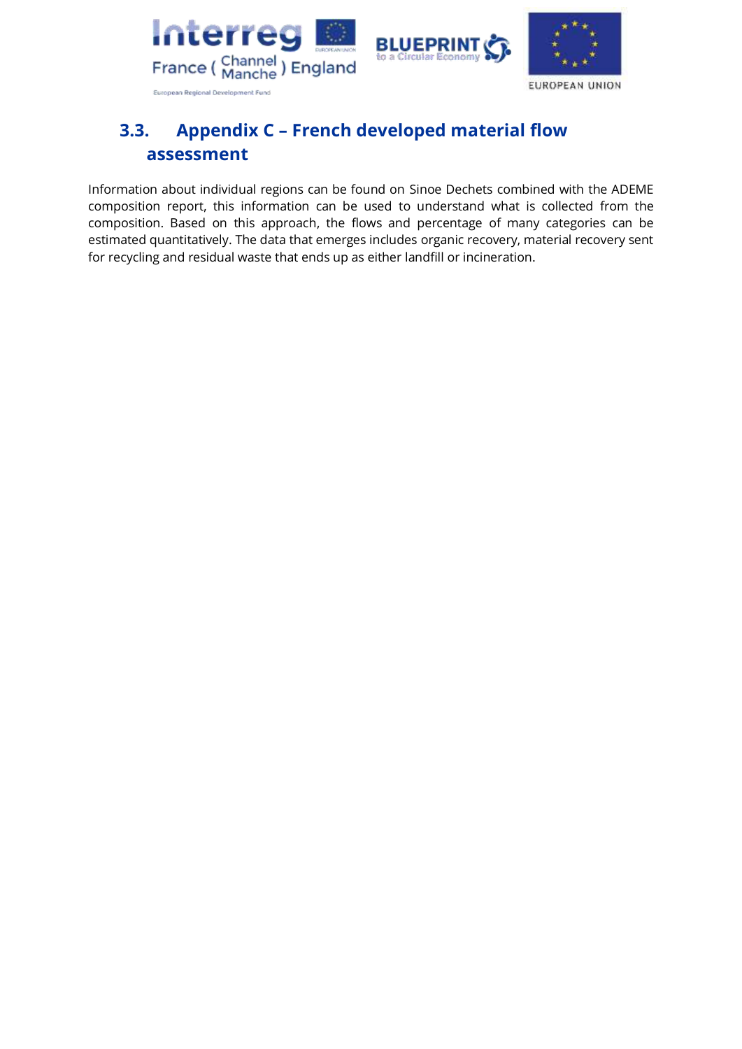## 3.3. Appendix C – French developed material flow assessment

Information about individual regions can be found on Sinoe Dechets combined with the ADEME composition report, this information can be used to understand what is collected from the composition. Based on this approach, the flows and percentage of many categories can be estimated quantitatively. The data that emerges includes organic recovery, material recovery sent for recycling and residual waste that ends up as either landfill or incineration.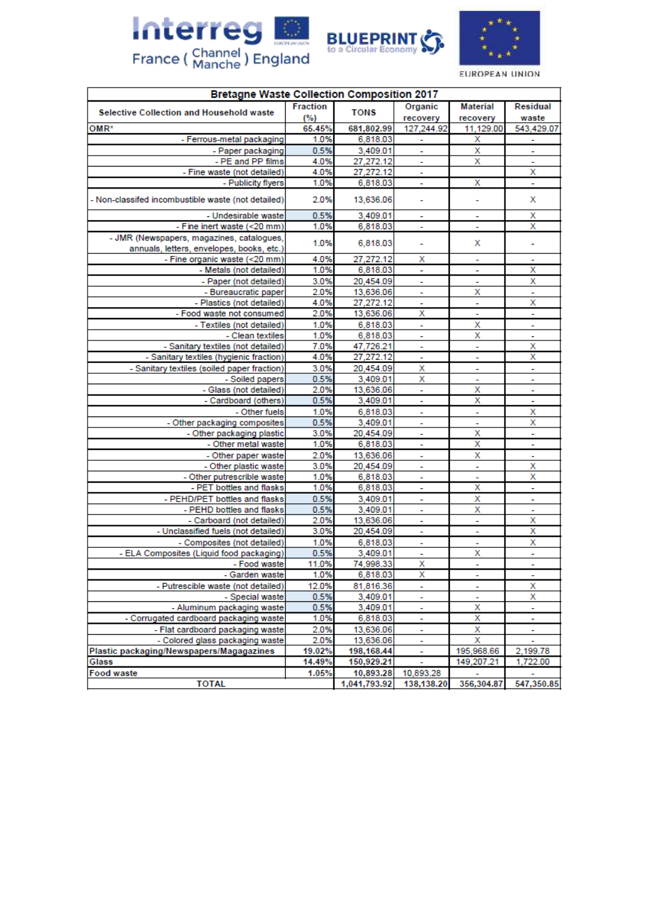Interreg France ( Channel Manche ) England — BLUEPRINT to a Circular Economy — EUROPEAN UNION

| Bretagne Waste Collection Composition 2017 | | | | | |
|---|---|---|---|---|---|
| Selective Collection and Household waste | Fraction (%) | TONS | Organic recovery | Material recovery | Residual waste |
| OMR* | 65.45% | 681,802.99 | 127,244.92 | 11,129.00 | 543,429.07 |
| - Ferrous-metal packaging | 1.0% | 6,818.03 | - | X | - |
| - Paper packaging | 0.5% | 3,409.01 | - | X | - |
| - PE and PP films | 4.0% | 27,272.12 | - | X | - |
| - Fine waste (not detailed) | 4.0% | 27,272.12 | - | | X |
| - Publicity flyers | 1.0% | 6,818.03 | - | X | - |
| - Non-classifed incombustible waste (not detailed) | 2.0% | 13,636.06 | - | - | X |
| - Undesirable waste | 0.5% | 3,409.01 | - | - | X |
| - Fine inert waste (<20 mm) | 1.0% | 6,818.03 | - | - | X |
| - JMR (Newspapers, magazines, catalogues, annuals, letters, envelopes, books, etc.) | 1.0% | 6,818.03 | - | X | - |
| - Fine organic waste (<20 mm) | 4.0% | 27,272.12 | X | - | - |
| - Metals (not detailed) | 1.0% | 6,818.03 | - | - | X |
| - Paper (not detailed) | 3.0% | 20,454.09 | - | - | X |
| - Bureaucratic paper | 2.0% | 13,636.06 | - | X | - |
| - Plastics (not detailed) | 4.0% | 27,272.12 | - | - | X |
| - Food waste not consumed | 2.0% | 13,636.06 | X | - | - |
| - Textiles (not detailed) | 1.0% | 6,818.03 | - | X | - |
| - Clean textiles | 1.0% | 6,818.03 | - | X | - |
| - Sanitary textiles (not detailed) | 7.0% | 47,726.21 | - | - | X |
| - Sanitary textiles (hygienic fraction) | 4.0% | 27,272.12 | - | - | X |
| - Sanitary textiles (soiled paper fraction) | 3.0% | 20,454.09 | X | - | - |
| - Soiled papers | 0.5% | 3,409.01 | X | - | - |
| - Glass (not detailed) | 2.0% | 13,636.06 | - | X | - |
| - Cardboard (others) | 0.5% | 3,409.01 | - | X | - |
| - Other fuels | 1.0% | 6,818.03 | - | - | X |
| - Other packaging composites | 0.5% | 3,409.01 | - | - | X |
| - Other packaging plastic | 3.0% | 20,454.09 | - | X | - |
| - Other metal waste | 1.0% | 6,818.03 | - | X | - |
| - Other paper waste | 2.0% | 13,636.06 | - | X | - |
| - Other plastic waste | 3.0% | 20,454.09 | - | - | X |
| - Other putrescible waste | 1.0% | 6,818.03 | - | - | X |
| - PET bottles and flasks | 1.0% | 6,818.03 | - | X | - |
| - PEHD/PET bottles and flasks | 0.5% | 3,409.01 | - | X | - |
| - PEHD bottles and flasks | 0.5% | 3,409.01 | - | X | - |
| - Carboard (not detailed) | 2.0% | 13,636.06 | - | - | X |
| - Unclassified fuels (not detailed) | 3.0% | 20,454.09 | - | - | X |
| - Composites (not detailed) | 1.0% | 6,818.03 | - | - | X |
| - ELA Composites (Liquid food packaging) | 0.5% | 3,409.01 | - | X | - |
| - Food waste | 11.0% | 74,998.33 | X | - | - |
| - Garden waste | 1.0% | 6,818.03 | X | - | - |
| - Putrescible waste (not detailed) | 12.0% | 81,816.36 | - | - | X |
| - Special waste | 0.5% | 3,409.01 | - | - | X |
| - Aluminum packaging waste | 0.5% | 3,409.01 | - | X | - |
| - Corrugated cardboard packaging waste | 1.0% | 6,818.03 | - | X | - |
| - Flat cardboard packaging waste | 2.0% | 13,636.06 | - | X | - |
| - Colored glass packaging waste | 2.0% | 13,636.06 | - | X | - |
| Plastic packaging/Newspapers/Magagazines | 19.02% | 198,168.44 | - | 195,968.66 | 2,199.78 |
| Glass | 14.49% | 150,929.21 | - | 149,207.21 | 1,722.00 |
| Food waste | 1.05% | 10,893.28 | 10,893.28 | - | - |
| TOTAL | | 1,041,793.92 | 138,138.20 | 356,304.87 | 547,350.85 |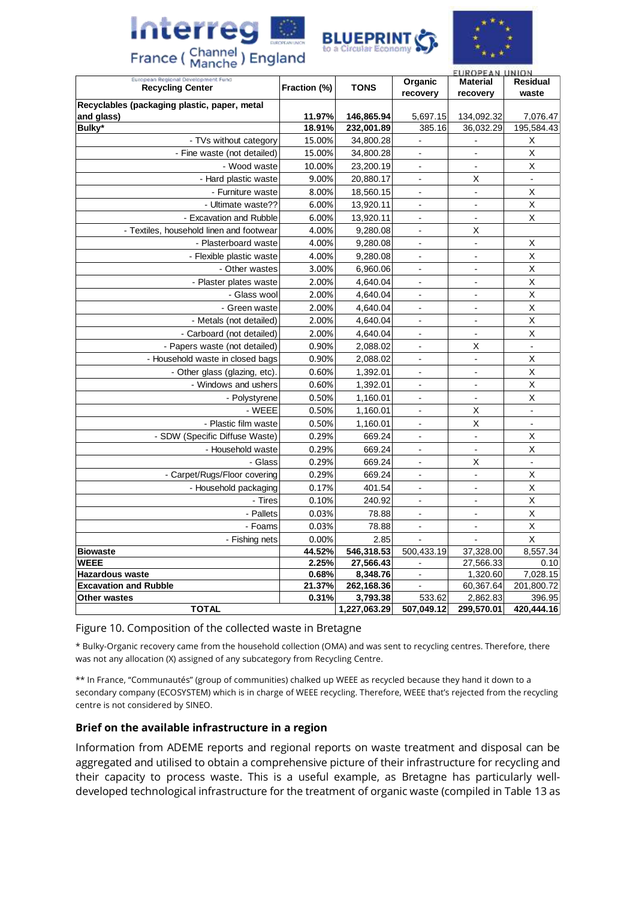| Recycling Center | Fraction (%) | TONS | Organic recovery | Material recovery | Residual waste |
|---|---|---|---|---|---|
| **Recyclables (packaging plastic, paper, metal and glass)** | **11.97%** | **146,865.94** | 5,697.15 | 134,092.32 | 7,076.47 |
| **Bulky*** | **18.91%** | **232,001.89** | 385.16 | 36,032.29 | 195,584.43 |
| - TVs without category | 15.00% | 34,800.28 | - | - | X |
| - Fine waste (not detailed) | 15.00% | 34,800.28 | - | - | X |
| - Wood waste | 10.00% | 23,200.19 | - | - | X |
| - Hard plastic waste | 9.00% | 20,880.17 | - | X | - |
| - Furniture waste | 8.00% | 18,560.15 | - | - | X |
| - Ultimate waste?? | 6.00% | 13,920.11 | - | - | X |
| - Excavation and Rubble | 6.00% | 13,920.11 | - | - | X |
| - Textiles, household linen and footwear | 4.00% | 9,280.08 | - | X | |
| - Plasterboard waste | 4.00% | 9,280.08 | - | - | X |
| - Flexible plastic waste | 4.00% | 9,280.08 | - | - | X |
| - Other wastes | 3.00% | 6,960.06 | - | - | X |
| - Plaster plates waste | 2.00% | 4,640.04 | - | - | X |
| - Glass wool | 2.00% | 4,640.04 | - | - | X |
| - Green waste | 2.00% | 4,640.04 | - | - | X |
| - Metals (not detailed) | 2.00% | 4,640.04 | - | - | X |
| - Carboard (not detailed) | 2.00% | 4,640.04 | - | - | X |
| - Papers waste (not detailed) | 0.90% | 2,088.02 | - | X | - |
| - Household waste in closed bags | 0.90% | 2,088.02 | - | - | X |
| - Other glass (glazing, etc) | 0.60% | 1,392.01 | - | - | X |
| - Windows and ushers | 0.60% | 1,392.01 | - | - | X |
| - Polystyrene | 0.50% | 1,160.01 | - | - | X |
| - WEEE | 0.50% | 1,160.01 | - | X | - |
| - Plastic film waste | 0.50% | 1,160.01 | - | X | - |
| - SDW (Specific Diffuse Waste) | 0.29% | 669.24 | - | - | X |
| - Household waste | 0.29% | 669.24 | - | - | X |
| - Glass | 0.29% | 669.24 | - | X | - |
| - Carpet/Rugs/Floor covering | 0.29% | 669.24 | - | - | X |
| - Household packaging | 0.17% | 401.54 | - | - | X |
| - Tires | 0.10% | 240.92 | - | - | X |
| - Pallets | 0.03% | 78.88 | - | - | X |
| - Foams | 0.03% | 78.88 | - | - | X |
| - Fishing nets | 0.00% | 2.85 | - | - | X |
| **Biowaste** | **44.52%** | **546,318.53** | 500,433.19 | 37,328.00 | 8,557.34 |
| **WEEE** | **2.25%** | **27,566.43** | - | 27,566.33 | 0.10 |
| **Hazardous waste** | **0.68%** | **8,348.76** | - | 1,320.60 | 7,028.15 |
| **Excavation and Rubble** | **21.37%** | **262,168.36** | - | 60,367.64 | 201,800.72 |
| **Other wastes** | **0.31%** | **3,793.38** | 533.62 | 2,862.83 | 396.95 |
| **TOTAL** | | **1,227,063.29** | **507,049.12** | **299,570.01** | **420,444.16** |

Figure 10. Composition of the collected waste in Bretagne

* Bulky-Organic recovery came from the household collection (OMA) and was sent to recycling centres. Therefore, there was not any allocation (X) assigned of any subcategory from Recycling Centre.

** In France, "Communautés" (group of communities) chalked up WEEE as recycled because they hand it down to a secondary company (ECOSYSTEM) which is in charge of WEEE recycling. Therefore, WEEE that's rejected from the recycling centre is not considered by SINEO.

### Brief on the available infrastructure in a region

Information from ADEME reports and regional reports on waste treatment and disposal can be aggregated and utilised to obtain a comprehensive picture of their infrastructure for recycling and their capacity to process waste. This is a useful example, as Bretagne has particularly well-developed technological infrastructure for the treatment of organic waste (compiled in Table 13 as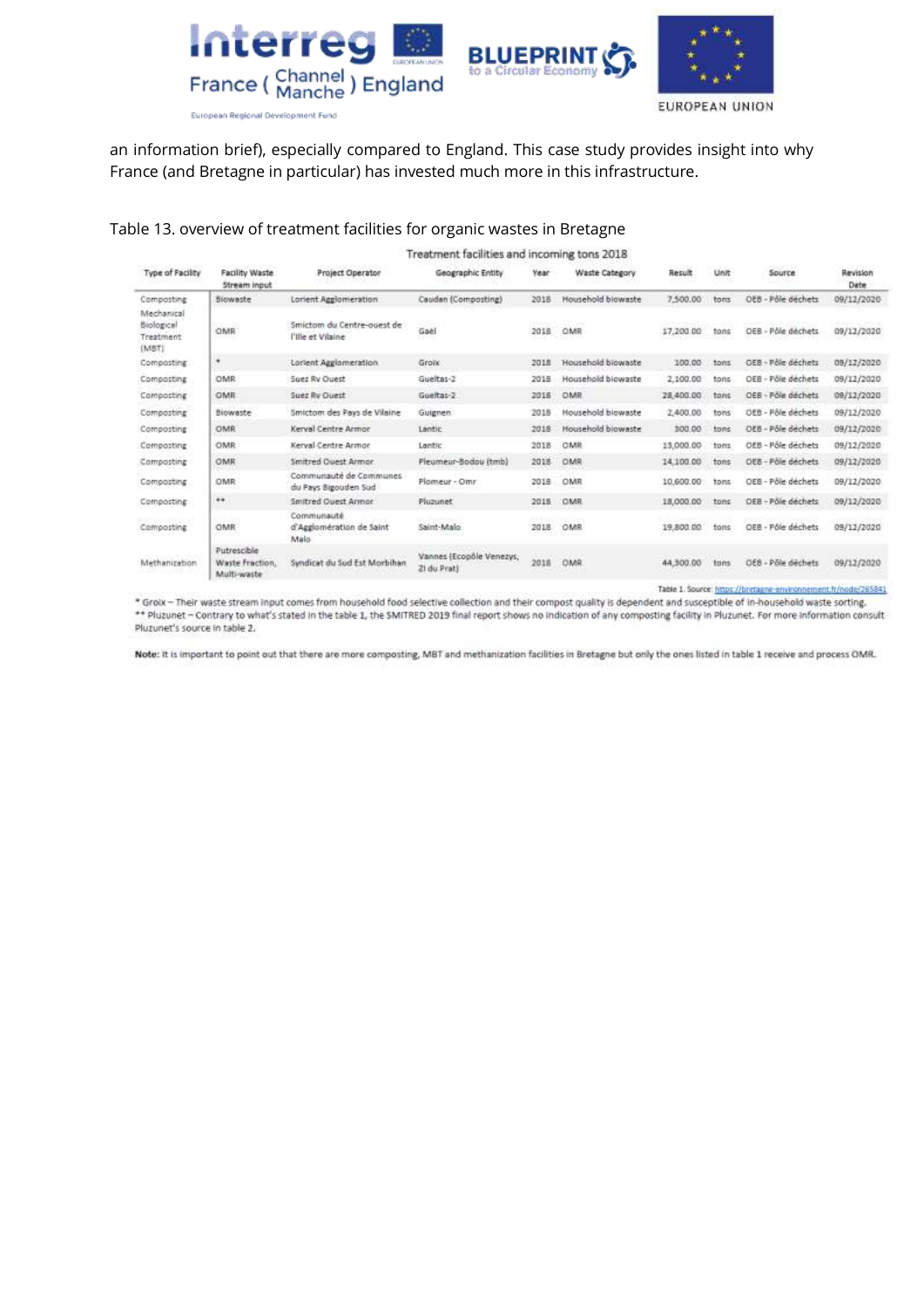an information brief), especially compared to England. This case study provides insight into why France (and Bretagne in particular) has invested much more in this infrastructure.

Table 13. overview of treatment facilities for organic wastes in Bretagne

Treatment facilities and incoming tons 2018

| Type of Facility | Facility Waste Stream input | Project Operator | Geographic Entity | Year | Waste Category | Result | Unit | Source | Revision Date |
|---|---|---|---|---|---|---|---|---|---|
| Composting | Biowaste | Lorient Agglomeration | Caudan (Composting) | 2018 | Household biowaste | 7,500.00 | tons | OEB - Pôle déchets | 09/12/2020 |
| Mechanical Biological Treatment (MBT) | OMR | Smictom du Centre-ouest de l'Ille et Vilaine | Gaël | 2018 | OMR | 17,200.00 | tons | OEB - Pôle déchets | 09/12/2020 |
| Composting | * | Lorient Agglomeration | Groix | 2018 | Household biowaste | 100.00 | tons | OEB - Pôle déchets | 09/12/2020 |
| Composting | OMR | Suez Rv Ouest | Gueltas-2 | 2018 | Household biowaste | 2,100.00 | tons | OEB - Pôle déchets | 09/12/2020 |
| Composting | OMR | Suez Rv Ouest | Gueltas-2 | 2018 | OMR | 28,400.00 | tons | OEB - Pôle déchets | 09/12/2020 |
| Composting | Biowaste | Smictom des Pays de Vilaine | Guignen | 2018 | Household biowaste | 2,400.00 | tons | OEB - Pôle déchets | 09/12/2020 |
| Composting | OMR | Kerval Centre Armor | Lantic | 2018 | Household biowaste | 300.00 | tons | OEB - Pôle déchets | 09/12/2020 |
| Composting | OMR | Kerval Centre Armor | Lantic | 2018 | OMR | 13,000.00 | tons | OEB - Pôle déchets | 09/12/2020 |
| Composting | OMR | Smitred Ouest Armor | Pleumeur-Bodou (tmb) | 2018 | OMR | 14,100.00 | tons | OEB - Pôle déchets | 09/12/2020 |
| Composting | OMR | Communauté de Communes du Pays Bigouden Sud | Plomeur - Omr | 2018 | OMR | 10,600.00 | tons | OEB - Pôle déchets | 09/12/2020 |
| Composting | ** | Smitred Ouest Armor | Pluzunet | 2018 | OMR | 18,000.00 | tons | OEB - Pôle déchets | 09/12/2020 |
| Composting | OMR | Communauté d'Agglomération de Saint Malo | Saint-Malo | 2018 | OMR | 19,800.00 | tons | OEB - Pôle déchets | 09/12/2020 |
| Methanization | Putrescible Waste Fraction, Multi-waste | Syndicat du Sud Est Morbihan | Vannes (Ecopôle Venezys, ZI du Prat) | 2018 | OMR | 44,300.00 | tons | OEB - Pôle déchets | 09/12/2020 |

Table 1. Source: https://bretagne-environnement.fr/node/265841

* Groix – Their waste stream input comes from household food selective collection and their compost quality is dependent and susceptible of in-household waste sorting.
** Pluzunet – Contrary to what's stated in the table 1, the SMITRED 2019 final report shows no indication of any composting facility in Pluzunet. For more information consult Pluzunet's source in table 2.

**Note:** It is important to point out that there are more composting, MBT and methanization facilities in Bretagne but only the ones listed in table 1 receive and process OMR.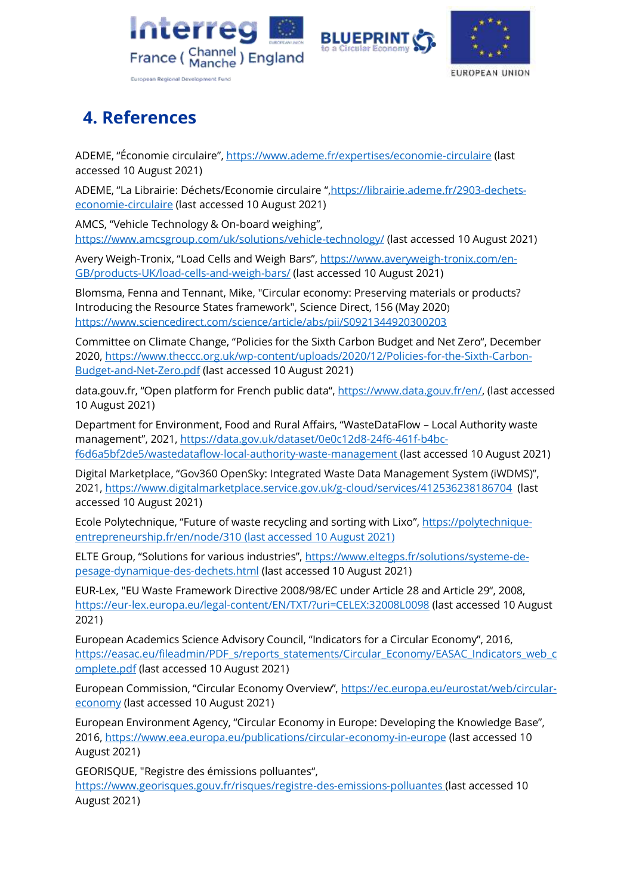## 4. References

ADEME, “Économie circulaire”, https://www.ademe.fr/expertises/economie-circulaire (last accessed 10 August 2021)

ADEME, “La Librairie: Déchets/Economie circulaire ”,https://librairie.ademe.fr/2903-dechets-economie-circulaire (last accessed 10 August 2021)

AMCS, “Vehicle Technology & On-board weighing”, https://www.amcsgroup.com/uk/solutions/vehicle-technology/ (last accessed 10 August 2021)

Avery Weigh-Tronix, “Load Cells and Weigh Bars”, https://www.averyweigh-tronix.com/en-GB/products-UK/load-cells-and-weigh-bars/ (last accessed 10 August 2021)

Blomsma, Fenna and Tennant, Mike, "Circular economy: Preserving materials or products? Introducing the Resource States framework", Science Direct, 156 (May 2020) https://www.sciencedirect.com/science/article/abs/pii/S0921344920300203

Committee on Climate Change, “Policies for the Sixth Carbon Budget and Net Zero“, December 2020, https://www.theccc.org.uk/wp-content/uploads/2020/12/Policies-for-the-Sixth-Carbon-Budget-and-Net-Zero.pdf (last accessed 10 August 2021)

data.gouv.fr, “Open platform for French public data“, https://www.data.gouv.fr/en/, (last accessed 10 August 2021)

Department for Environment, Food and Rural Affairs, “WasteDataFlow – Local Authority waste management”, 2021, https://data.gov.uk/dataset/0e0c12d8-24f6-461f-b4bc-f6d6a5bf2de5/wastedataflow-local-authority-waste-management (last accessed 10 August 2021)

Digital Marketplace, “Gov360 OpenSky: Integrated Waste Data Management System (iWDMS)”, 2021, https://www.digitalmarketplace.service.gov.uk/g-cloud/services/412536238186704 (last accessed 10 August 2021)

Ecole Polytechnique, “Future of waste recycling and sorting with Lixo”, https://polytechnique-entrepreneurship.fr/en/node/310 (last accessed 10 August 2021)

ELTE Group, “Solutions for various industries”, https://www.eltegps.fr/solutions/systeme-de-pesage-dynamique-des-dechets.html (last accessed 10 August 2021)

EUR-Lex, "EU Waste Framework Directive 2008/98/EC under Article 28 and Article 29“, 2008, https://eur-lex.europa.eu/legal-content/EN/TXT/?uri=CELEX:32008L0098 (last accessed 10 August 2021)

European Academics Science Advisory Council, “Indicators for a Circular Economy”, 2016, https://easac.eu/fileadmin/PDF_s/reports_statements/Circular_Economy/EASAC_Indicators_web_complete.pdf (last accessed 10 August 2021)

European Commission, “Circular Economy Overview”, https://ec.europa.eu/eurostat/web/circular-economy (last accessed 10 August 2021)

European Environment Agency, “Circular Economy in Europe: Developing the Knowledge Base”, 2016, https://www.eea.europa.eu/publications/circular-economy-in-europe (last accessed 10 August 2021)

GEORISQUE, "Registre des émissions polluantes", https://www.georisques.gouv.fr/risques/registre-des-emissions-polluantes (last accessed 10 August 2021)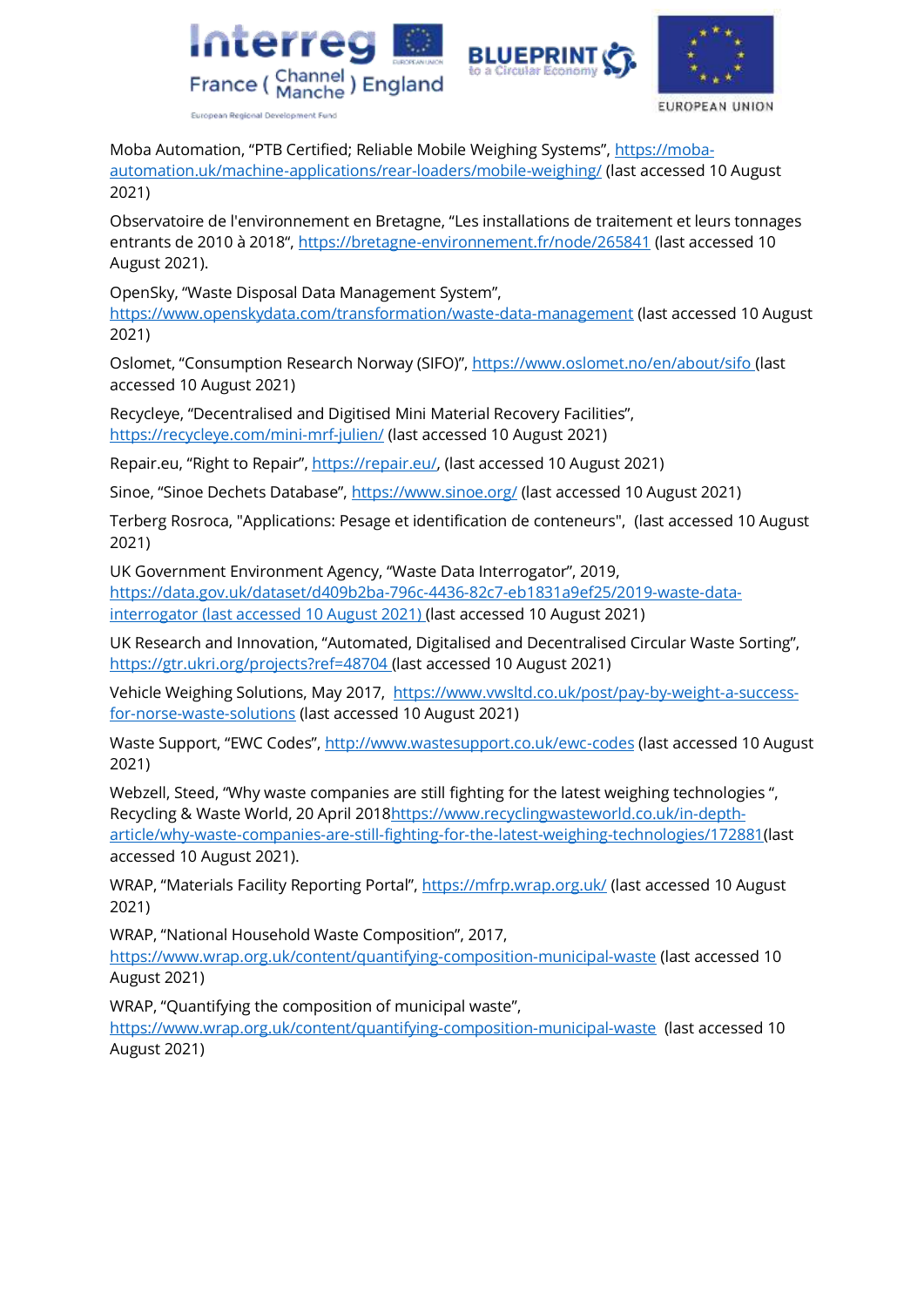Moba Automation, “PTB Certified; Reliable Mobile Weighing Systems”, https://moba-automation.uk/machine-applications/rear-loaders/mobile-weighing/ (last accessed 10 August 2021)

Observatoire de l'environnement en Bretagne, “Les installations de traitement et leurs tonnages entrants de 2010 à 2018“, https://bretagne-environnement.fr/node/265841 (last accessed 10 August 2021).

OpenSky, “Waste Disposal Data Management System”, https://www.openskydata.com/transformation/waste-data-management (last accessed 10 August 2021)

Oslomet, “Consumption Research Norway (SIFO)”, https://www.oslomet.no/en/about/sifo (last accessed 10 August 2021)

Recycleye, “Decentralised and Digitised Mini Material Recovery Facilities”, https://recycleye.com/mini-mrf-julien/ (last accessed 10 August 2021)

Repair.eu, “Right to Repair”, https://repair.eu/, (last accessed 10 August 2021)

Sinoe, “Sinoe Dechets Database”, https://www.sinoe.org/ (last accessed 10 August 2021)

Terberg Rosroca, "Applications: Pesage et identification de conteneurs", (last accessed 10 August 2021)

UK Government Environment Agency, “Waste Data Interrogator”, 2019, https://data.gov.uk/dataset/d409b2ba-796c-4436-82c7-eb1831a9ef25/2019-waste-data-interrogator (last accessed 10 August 2021) (last accessed 10 August 2021)

UK Research and Innovation, “Automated, Digitalised and Decentralised Circular Waste Sorting”, https://gtr.ukri.org/projects?ref=48704 (last accessed 10 August 2021)

Vehicle Weighing Solutions, May 2017, https://www.vwsltd.co.uk/post/pay-by-weight-a-success-for-norse-waste-solutions (last accessed 10 August 2021)

Waste Support, “EWC Codes”, http://www.wastesupport.co.uk/ewc-codes (last accessed 10 August 2021)

Webzell, Steed, “Why waste companies are still fighting for the latest weighing technologies “, Recycling & Waste World, 20 April 2018https://www.recyclingwasteworld.co.uk/in-depth-article/why-waste-companies-are-still-fighting-for-the-latest-weighing-technologies/172881(last accessed 10 August 2021).

WRAP, “Materials Facility Reporting Portal”, https://mfrp.wrap.org.uk/ (last accessed 10 August 2021)

WRAP, “National Household Waste Composition”, 2017, https://www.wrap.org.uk/content/quantifying-composition-municipal-waste (last accessed 10 August 2021)

WRAP, “Quantifying the composition of municipal waste”, https://www.wrap.org.uk/content/quantifying-composition-municipal-waste (last accessed 10 August 2021)